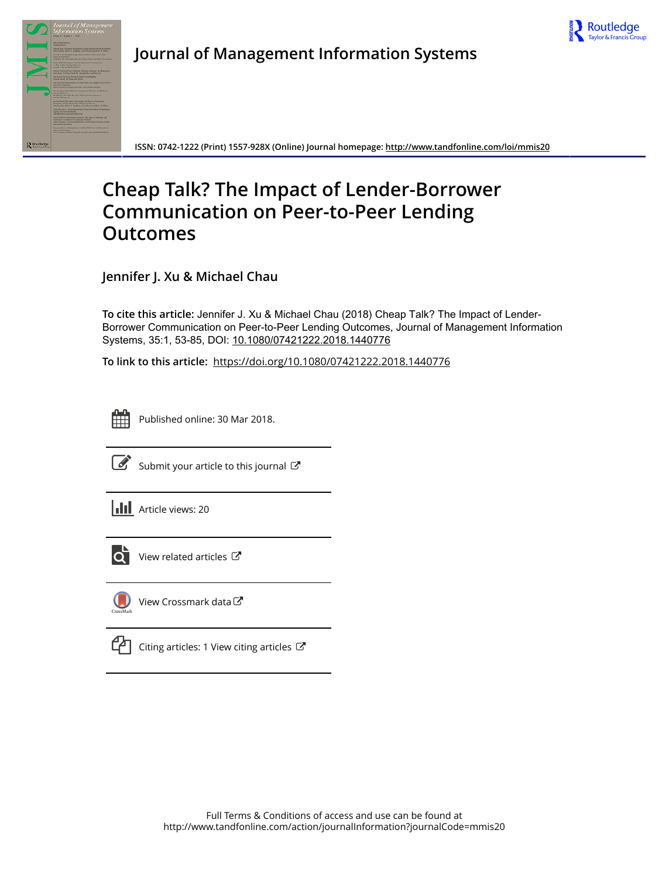Journal of Management Information Systems

ISSN: 0742-1222 (Print) 1557-928X (Online) Journal homepage: http://www.tandfonline.com/loi/mmis20

# Cheap Talk? The Impact of Lender-Borrower Communication on Peer-to-Peer Lending Outcomes

**Jennifer J. Xu & Michael Chau**

**To cite this article:** Jennifer J. Xu & Michael Chau (2018) Cheap Talk? The Impact of Lender-Borrower Communication on Peer-to-Peer Lending Outcomes, Journal of Management Information Systems, 35:1, 53-85, DOI: 10.1080/07421222.2018.1440776

**To link to this article:** https://doi.org/10.1080/07421222.2018.1440776

Published online: 30 Mar 2018.

Submit your article to this journal

Article views: 20

View related articles

View Crossmark data

Citing articles: 1 View citing articles

Full Terms & Conditions of access and use can be found at
http://www.tandfonline.com/action/journalInformation?journalCode=mmis20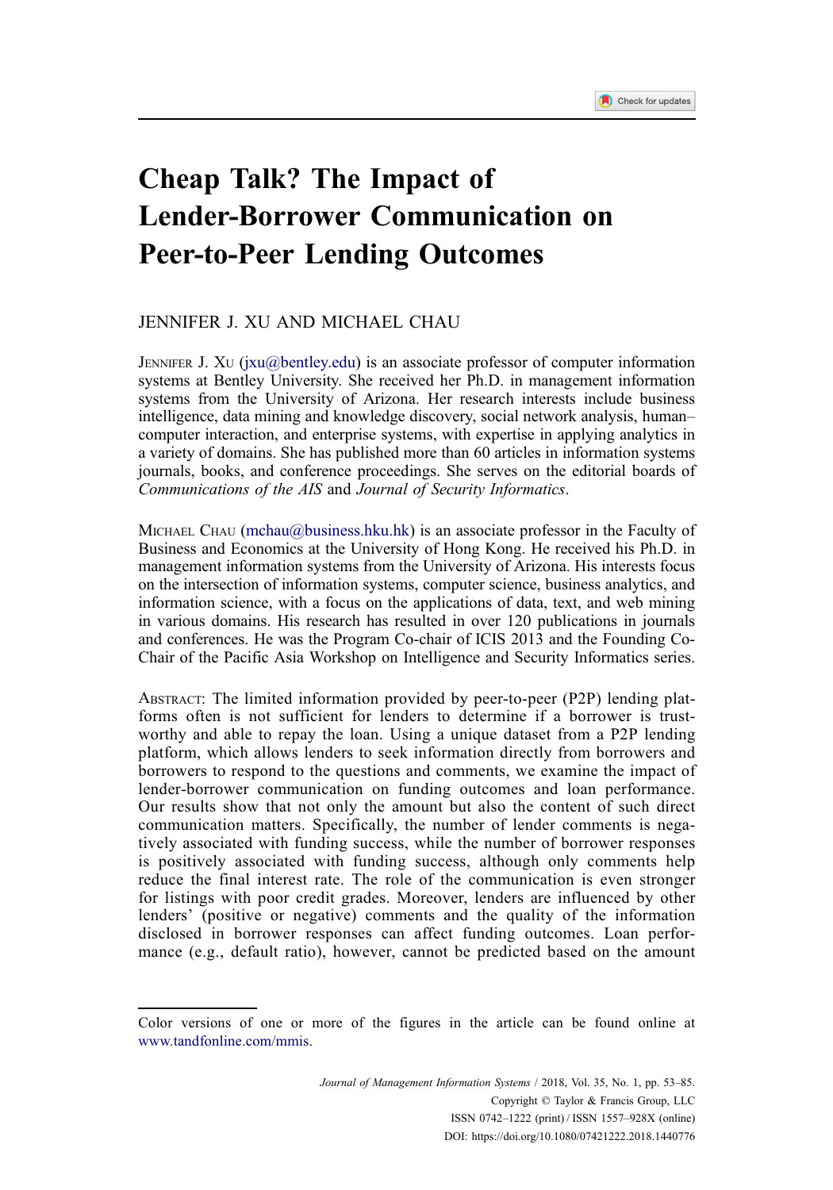# Cheap Talk? The Impact of Lender-Borrower Communication on Peer-to-Peer Lending Outcomes

JENNIFER J. XU AND MICHAEL CHAU

JENNIFER J. XU (jxu@bentley.edu) is an associate professor of computer information systems at Bentley University. She received her Ph.D. in management information systems from the University of Arizona. Her research interests include business intelligence, data mining and knowledge discovery, social network analysis, human–computer interaction, and enterprise systems, with expertise in applying analytics in a variety of domains. She has published more than 60 articles in information systems journals, books, and conference proceedings. She serves on the editorial boards of *Communications of the AIS* and *Journal of Security Informatics*.

MICHAEL CHAU (mchau@business.hku.hk) is an associate professor in the Faculty of Business and Economics at the University of Hong Kong. He received his Ph.D. in management information systems from the University of Arizona. His interests focus on the intersection of information systems, computer science, business analytics, and information science, with a focus on the applications of data, text, and web mining in various domains. His research has resulted in over 120 publications in journals and conferences. He was the Program Co-chair of ICIS 2013 and the Founding Co-Chair of the Pacific Asia Workshop on Intelligence and Security Informatics series.

ABSTRACT: The limited information provided by peer-to-peer (P2P) lending platforms often is not sufficient for lenders to determine if a borrower is trustworthy and able to repay the loan. Using a unique dataset from a P2P lending platform, which allows lenders to seek information directly from borrowers and borrowers to respond to the questions and comments, we examine the impact of lender-borrower communication on funding outcomes and loan performance. Our results show that not only the amount but also the content of such direct communication matters. Specifically, the number of lender comments is negatively associated with funding success, while the number of borrower responses is positively associated with funding success, although only comments help reduce the final interest rate. The role of the communication is even stronger for listings with poor credit grades. Moreover, lenders are influenced by other lenders' (positive or negative) comments and the quality of the information disclosed in borrower responses can affect funding outcomes. Loan performance (e.g., default ratio), however, cannot be predicted based on the amount

Color versions of one or more of the figures in the article can be found online at www.tandfonline.com/mmis.

*Journal of Management Information Systems* / 2018, Vol. 35, No. 1, pp. 53–85.
Copyright © Taylor & Francis Group, LLC
ISSN 0742–1222 (print) / ISSN 1557–928X (online)
DOI: https://doi.org/10.1080/07421222.2018.1440776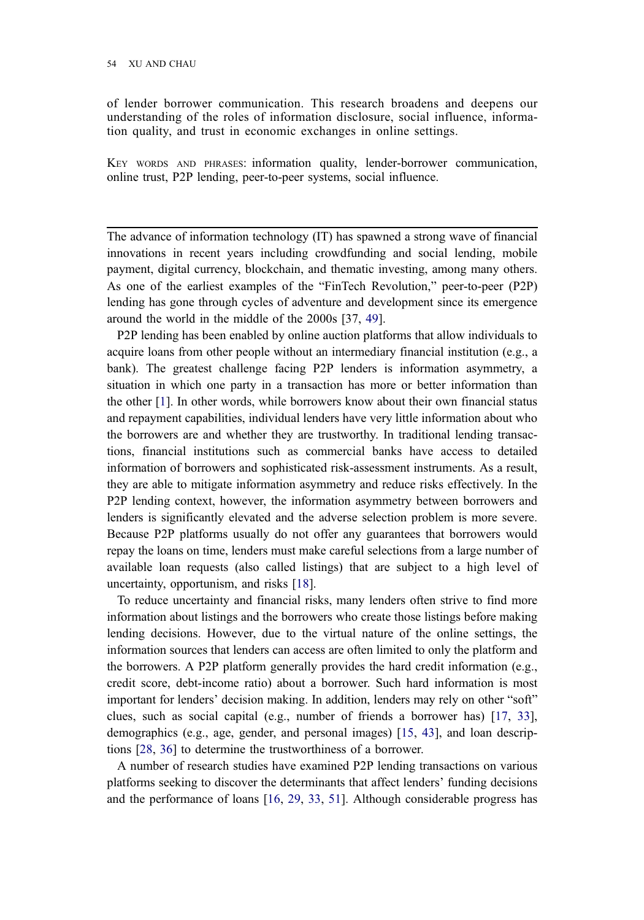of lender borrower communication. This research broadens and deepens our understanding of the roles of information disclosure, social influence, information quality, and trust in economic exchanges in online settings.

KEY WORDS AND PHRASES: information quality, lender-borrower communication, online trust, P2P lending, peer-to-peer systems, social influence.

---

The advance of information technology (IT) has spawned a strong wave of financial innovations in recent years including crowdfunding and social lending, mobile payment, digital currency, blockchain, and thematic investing, among many others. As one of the earliest examples of the "FinTech Revolution," peer-to-peer (P2P) lending has gone through cycles of adventure and development since its emergence around the world in the middle of the 2000s [37, 49].

P2P lending has been enabled by online auction platforms that allow individuals to acquire loans from other people without an intermediary financial institution (e.g., a bank). The greatest challenge facing P2P lenders is information asymmetry, a situation in which one party in a transaction has more or better information than the other [1]. In other words, while borrowers know about their own financial status and repayment capabilities, individual lenders have very little information about who the borrowers are and whether they are trustworthy. In traditional lending transactions, financial institutions such as commercial banks have access to detailed information of borrowers and sophisticated risk-assessment instruments. As a result, they are able to mitigate information asymmetry and reduce risks effectively. In the P2P lending context, however, the information asymmetry between borrowers and lenders is significantly elevated and the adverse selection problem is more severe. Because P2P platforms usually do not offer any guarantees that borrowers would repay the loans on time, lenders must make careful selections from a large number of available loan requests (also called listings) that are subject to a high level of uncertainty, opportunism, and risks [18].

To reduce uncertainty and financial risks, many lenders often strive to find more information about listings and the borrowers who create those listings before making lending decisions. However, due to the virtual nature of the online settings, the information sources that lenders can access are often limited to only the platform and the borrowers. A P2P platform generally provides the hard credit information (e.g., credit score, debt-income ratio) about a borrower. Such hard information is most important for lenders' decision making. In addition, lenders may rely on other "soft" clues, such as social capital (e.g., number of friends a borrower has) [17, 33], demographics (e.g., age, gender, and personal images) [15, 43], and loan descriptions [28, 36] to determine the trustworthiness of a borrower.

A number of research studies have examined P2P lending transactions on various platforms seeking to discover the determinants that affect lenders' funding decisions and the performance of loans [16, 29, 33, 51]. Although considerable progress has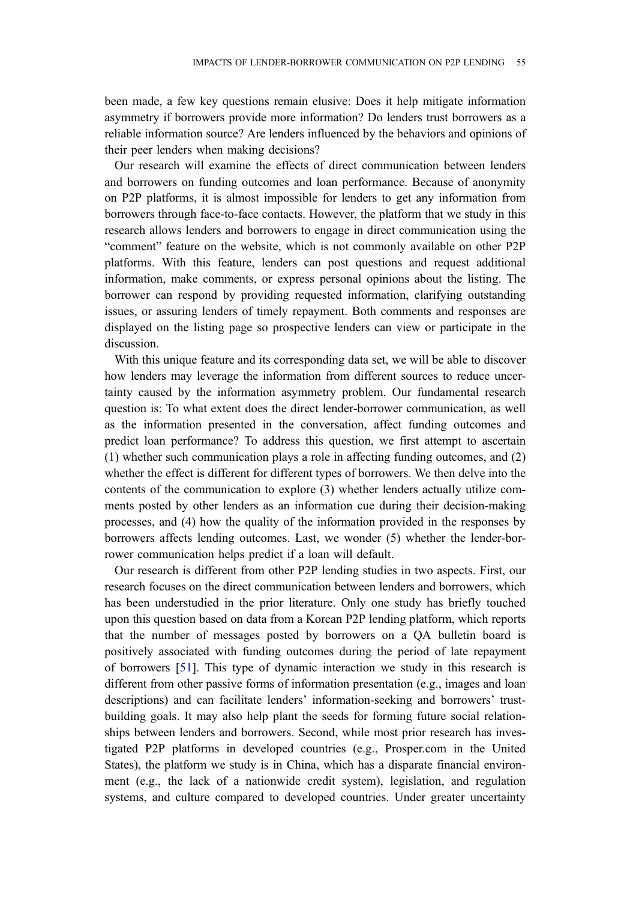been made, a few key questions remain elusive: Does it help mitigate information asymmetry if borrowers provide more information? Do lenders trust borrowers as a reliable information source? Are lenders influenced by the behaviors and opinions of their peer lenders when making decisions?

Our research will examine the effects of direct communication between lenders and borrowers on funding outcomes and loan performance. Because of anonymity on P2P platforms, it is almost impossible for lenders to get any information from borrowers through face-to-face contacts. However, the platform that we study in this research allows lenders and borrowers to engage in direct communication using the "comment" feature on the website, which is not commonly available on other P2P platforms. With this feature, lenders can post questions and request additional information, make comments, or express personal opinions about the listing. The borrower can respond by providing requested information, clarifying outstanding issues, or assuring lenders of timely repayment. Both comments and responses are displayed on the listing page so prospective lenders can view or participate in the discussion.

With this unique feature and its corresponding data set, we will be able to discover how lenders may leverage the information from different sources to reduce uncertainty caused by the information asymmetry problem. Our fundamental research question is: To what extent does the direct lender-borrower communication, as well as the information presented in the conversation, affect funding outcomes and predict loan performance? To address this question, we first attempt to ascertain (1) whether such communication plays a role in affecting funding outcomes, and (2) whether the effect is different for different types of borrowers. We then delve into the contents of the communication to explore (3) whether lenders actually utilize comments posted by other lenders as an information cue during their decision-making processes, and (4) how the quality of the information provided in the responses by borrowers affects lending outcomes. Last, we wonder (5) whether the lender-borrower communication helps predict if a loan will default.

Our research is different from other P2P lending studies in two aspects. First, our research focuses on the direct communication between lenders and borrowers, which has been understudied in the prior literature. Only one study has briefly touched upon this question based on data from a Korean P2P lending platform, which reports that the number of messages posted by borrowers on a QA bulletin board is positively associated with funding outcomes during the period of late repayment of borrowers [51]. This type of dynamic interaction we study in this research is different from other passive forms of information presentation (e.g., images and loan descriptions) and can facilitate lenders' information-seeking and borrowers' trust-building goals. It may also help plant the seeds for forming future social relationships between lenders and borrowers. Second, while most prior research has investigated P2P platforms in developed countries (e.g., Prosper.com in the United States), the platform we study is in China, which has a disparate financial environment (e.g., the lack of a nationwide credit system), legislation, and regulation systems, and culture compared to developed countries. Under greater uncertainty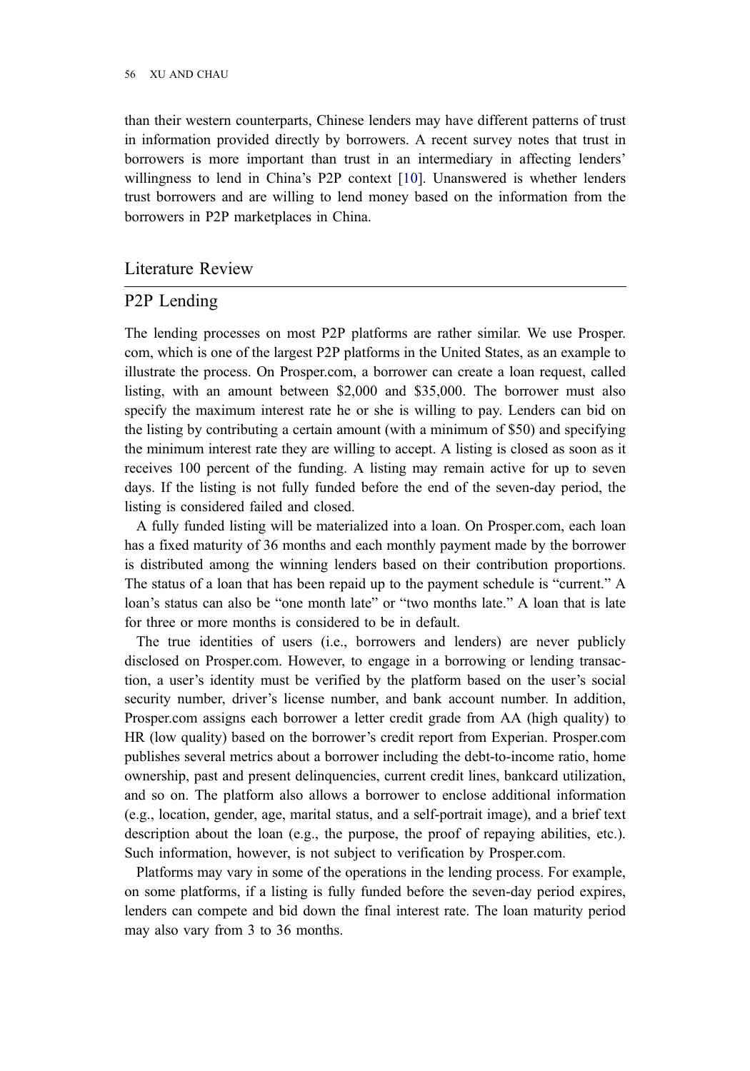than their western counterparts, Chinese lenders may have different patterns of trust in information provided directly by borrowers. A recent survey notes that trust in borrowers is more important than trust in an intermediary in affecting lenders' willingness to lend in China's P2P context [10]. Unanswered is whether lenders trust borrowers and are willing to lend money based on the information from the borrowers in P2P marketplaces in China.

## Literature Review

### P2P Lending

The lending processes on most P2P platforms are rather similar. We use Prosper.com, which is one of the largest P2P platforms in the United States, as an example to illustrate the process. On Prosper.com, a borrower can create a loan request, called listing, with an amount between \$2,000 and \$35,000. The borrower must also specify the maximum interest rate he or she is willing to pay. Lenders can bid on the listing by contributing a certain amount (with a minimum of \$50) and specifying the minimum interest rate they are willing to accept. A listing is closed as soon as it receives 100 percent of the funding. A listing may remain active for up to seven days. If the listing is not fully funded before the end of the seven-day period, the listing is considered failed and closed.

A fully funded listing will be materialized into a loan. On Prosper.com, each loan has a fixed maturity of 36 months and each monthly payment made by the borrower is distributed among the winning lenders based on their contribution proportions. The status of a loan that has been repaid up to the payment schedule is "current." A loan's status can also be "one month late" or "two months late." A loan that is late for three or more months is considered to be in default.

The true identities of users (i.e., borrowers and lenders) are never publicly disclosed on Prosper.com. However, to engage in a borrowing or lending transaction, a user's identity must be verified by the platform based on the user's social security number, driver's license number, and bank account number. In addition, Prosper.com assigns each borrower a letter credit grade from AA (high quality) to HR (low quality) based on the borrower's credit report from Experian. Prosper.com publishes several metrics about a borrower including the debt-to-income ratio, home ownership, past and present delinquencies, current credit lines, bankcard utilization, and so on. The platform also allows a borrower to enclose additional information (e.g., location, gender, age, marital status, and a self-portrait image), and a brief text description about the loan (e.g., the purpose, the proof of repaying abilities, etc.). Such information, however, is not subject to verification by Prosper.com.

Platforms may vary in some of the operations in the lending process. For example, on some platforms, if a listing is fully funded before the seven-day period expires, lenders can compete and bid down the final interest rate. The loan maturity period may also vary from 3 to 36 months.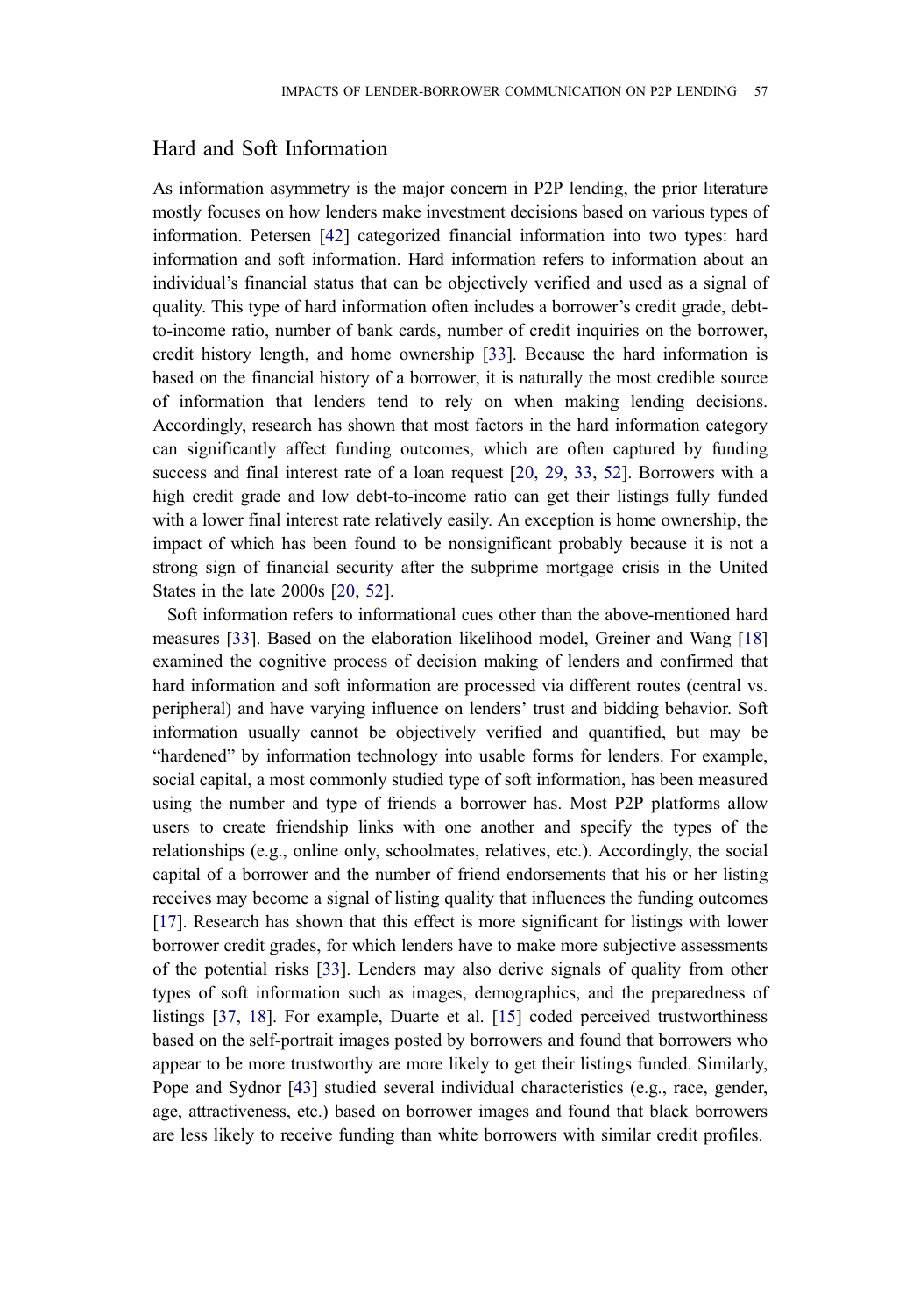## Hard and Soft Information

As information asymmetry is the major concern in P2P lending, the prior literature mostly focuses on how lenders make investment decisions based on various types of information. Petersen [42] categorized financial information into two types: hard information and soft information. Hard information refers to information about an individual's financial status that can be objectively verified and used as a signal of quality. This type of hard information often includes a borrower's credit grade, debt-to-income ratio, number of bank cards, number of credit inquiries on the borrower, credit history length, and home ownership [33]. Because the hard information is based on the financial history of a borrower, it is naturally the most credible source of information that lenders tend to rely on when making lending decisions. Accordingly, research has shown that most factors in the hard information category can significantly affect funding outcomes, which are often captured by funding success and final interest rate of a loan request [20, 29, 33, 52]. Borrowers with a high credit grade and low debt-to-income ratio can get their listings fully funded with a lower final interest rate relatively easily. An exception is home ownership, the impact of which has been found to be nonsignificant probably because it is not a strong sign of financial security after the subprime mortgage crisis in the United States in the late 2000s [20, 52].

Soft information refers to informational cues other than the above-mentioned hard measures [33]. Based on the elaboration likelihood model, Greiner and Wang [18] examined the cognitive process of decision making of lenders and confirmed that hard information and soft information are processed via different routes (central vs. peripheral) and have varying influence on lenders' trust and bidding behavior. Soft information usually cannot be objectively verified and quantified, but may be "hardened" by information technology into usable forms for lenders. For example, social capital, a most commonly studied type of soft information, has been measured using the number and type of friends a borrower has. Most P2P platforms allow users to create friendship links with one another and specify the types of the relationships (e.g., online only, schoolmates, relatives, etc.). Accordingly, the social capital of a borrower and the number of friend endorsements that his or her listing receives may become a signal of listing quality that influences the funding outcomes [17]. Research has shown that this effect is more significant for listings with lower borrower credit grades, for which lenders have to make more subjective assessments of the potential risks [33]. Lenders may also derive signals of quality from other types of soft information such as images, demographics, and the preparedness of listings [37, 18]. For example, Duarte et al. [15] coded perceived trustworthiness based on the self-portrait images posted by borrowers and found that borrowers who appear to be more trustworthy are more likely to get their listings funded. Similarly, Pope and Sydnor [43] studied several individual characteristics (e.g., race, gender, age, attractiveness, etc.) based on borrower images and found that black borrowers are less likely to receive funding than white borrowers with similar credit profiles.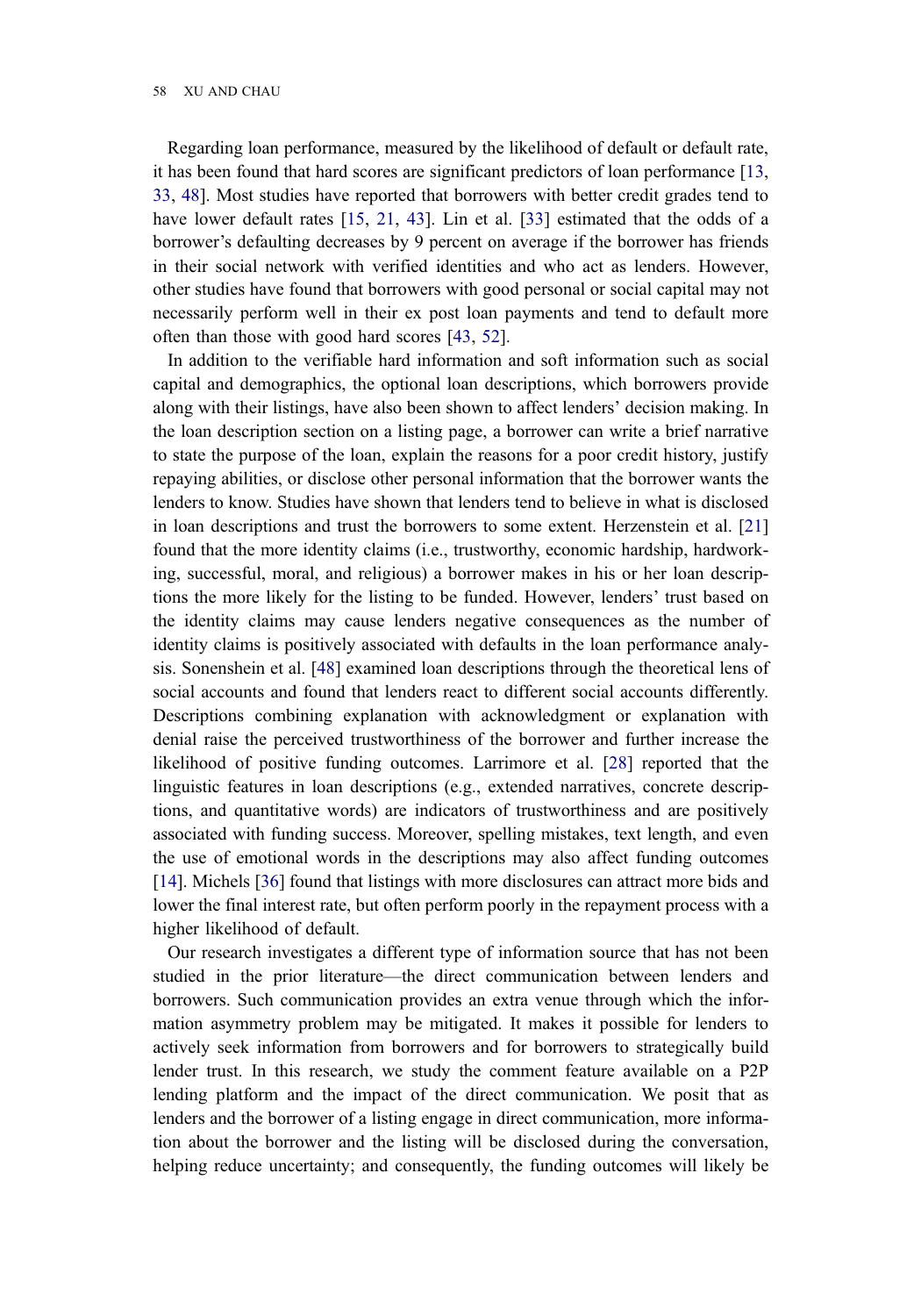Regarding loan performance, measured by the likelihood of default or default rate, it has been found that hard scores are significant predictors of loan performance [13, 33, 48]. Most studies have reported that borrowers with better credit grades tend to have lower default rates [15, 21, 43]. Lin et al. [33] estimated that the odds of a borrower's defaulting decreases by 9 percent on average if the borrower has friends in their social network with verified identities and who act as lenders. However, other studies have found that borrowers with good personal or social capital may not necessarily perform well in their ex post loan payments and tend to default more often than those with good hard scores [43, 52].

In addition to the verifiable hard information and soft information such as social capital and demographics, the optional loan descriptions, which borrowers provide along with their listings, have also been shown to affect lenders' decision making. In the loan description section on a listing page, a borrower can write a brief narrative to state the purpose of the loan, explain the reasons for a poor credit history, justify repaying abilities, or disclose other personal information that the borrower wants the lenders to know. Studies have shown that lenders tend to believe in what is disclosed in loan descriptions and trust the borrowers to some extent. Herzenstein et al. [21] found that the more identity claims (i.e., trustworthy, economic hardship, hardworking, successful, moral, and religious) a borrower makes in his or her loan descriptions the more likely for the listing to be funded. However, lenders' trust based on the identity claims may cause lenders negative consequences as the number of identity claims is positively associated with defaults in the loan performance analysis. Sonenshein et al. [48] examined loan descriptions through the theoretical lens of social accounts and found that lenders react to different social accounts differently. Descriptions combining explanation with acknowledgment or explanation with denial raise the perceived trustworthiness of the borrower and further increase the likelihood of positive funding outcomes. Larrimore et al. [28] reported that the linguistic features in loan descriptions (e.g., extended narratives, concrete descriptions, and quantitative words) are indicators of trustworthiness and are positively associated with funding success. Moreover, spelling mistakes, text length, and even the use of emotional words in the descriptions may also affect funding outcomes [14]. Michels [36] found that listings with more disclosures can attract more bids and lower the final interest rate, but often perform poorly in the repayment process with a higher likelihood of default.

Our research investigates a different type of information source that has not been studied in the prior literature—the direct communication between lenders and borrowers. Such communication provides an extra venue through which the information asymmetry problem may be mitigated. It makes it possible for lenders to actively seek information from borrowers and for borrowers to strategically build lender trust. In this research, we study the comment feature available on a P2P lending platform and the impact of the direct communication. We posit that as lenders and the borrower of a listing engage in direct communication, more information about the borrower and the listing will be disclosed during the conversation, helping reduce uncertainty; and consequently, the funding outcomes will likely be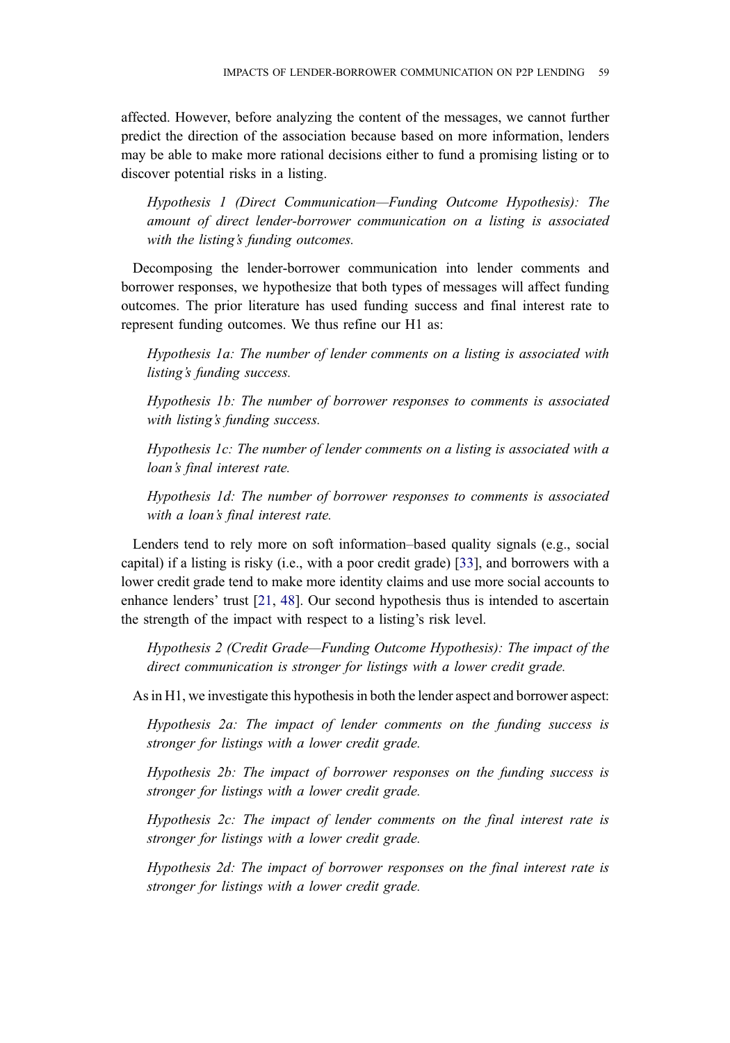affected. However, before analyzing the content of the messages, we cannot further predict the direction of the association because based on more information, lenders may be able to make more rational decisions either to fund a promising listing or to discover potential risks in a listing.

> *Hypothesis 1 (Direct Communication—Funding Outcome Hypothesis): The amount of direct lender-borrower communication on a listing is associated with the listing's funding outcomes.*

Decomposing the lender-borrower communication into lender comments and borrower responses, we hypothesize that both types of messages will affect funding outcomes. The prior literature has used funding success and final interest rate to represent funding outcomes. We thus refine our H1 as:

> *Hypothesis 1a: The number of lender comments on a listing is associated with listing's funding success.*
>
> *Hypothesis 1b: The number of borrower responses to comments is associated with listing's funding success.*
>
> *Hypothesis 1c: The number of lender comments on a listing is associated with a loan's final interest rate.*
>
> *Hypothesis 1d: The number of borrower responses to comments is associated with a loan's final interest rate.*

Lenders tend to rely more on soft information–based quality signals (e.g., social capital) if a listing is risky (i.e., with a poor credit grade) [33], and borrowers with a lower credit grade tend to make more identity claims and use more social accounts to enhance lenders' trust [21, 48]. Our second hypothesis thus is intended to ascertain the strength of the impact with respect to a listing's risk level.

> *Hypothesis 2 (Credit Grade—Funding Outcome Hypothesis): The impact of the direct communication is stronger for listings with a lower credit grade.*

As in H1, we investigate this hypothesis in both the lender aspect and borrower aspect:

> *Hypothesis 2a: The impact of lender comments on the funding success is stronger for listings with a lower credit grade.*
>
> *Hypothesis 2b: The impact of borrower responses on the funding success is stronger for listings with a lower credit grade.*
>
> *Hypothesis 2c: The impact of lender comments on the final interest rate is stronger for listings with a lower credit grade.*
>
> *Hypothesis 2d: The impact of borrower responses on the final interest rate is stronger for listings with a lower credit grade.*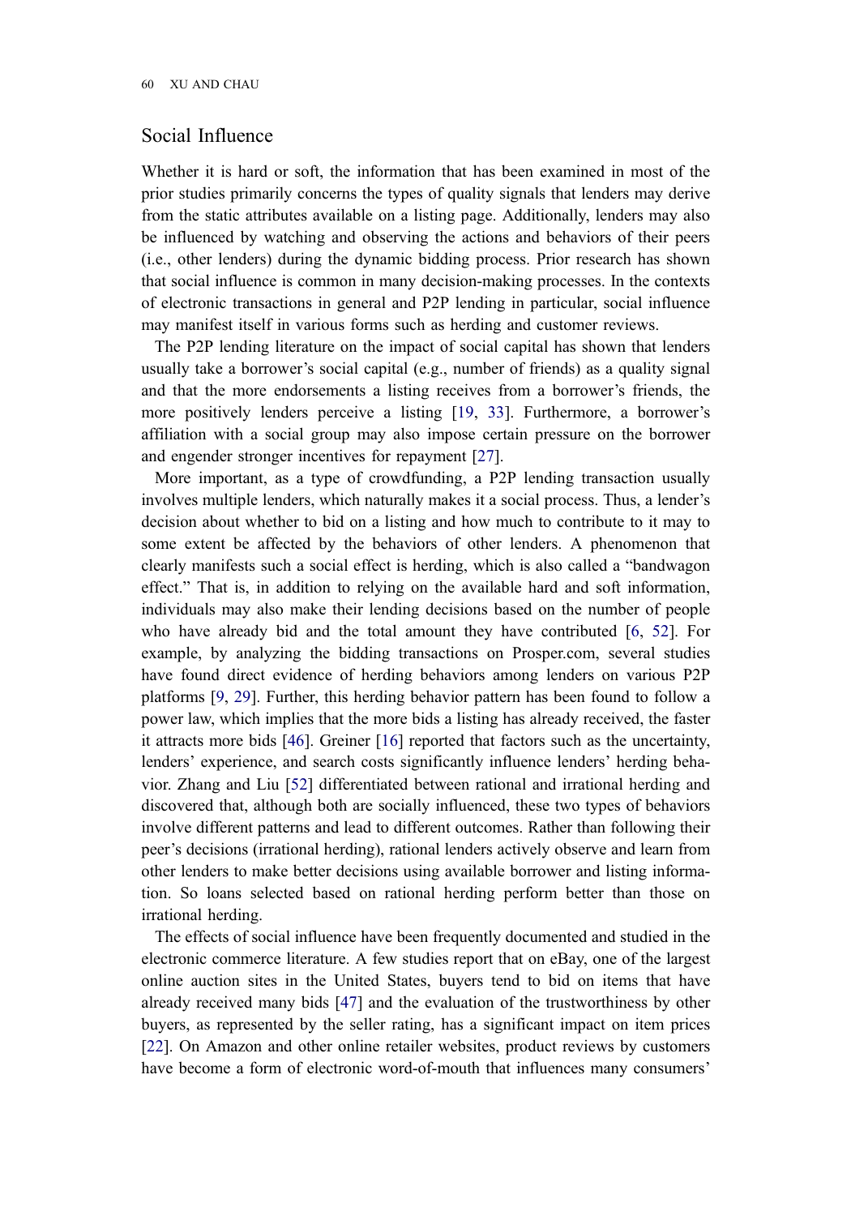## Social Influence

Whether it is hard or soft, the information that has been examined in most of the prior studies primarily concerns the types of quality signals that lenders may derive from the static attributes available on a listing page. Additionally, lenders may also be influenced by watching and observing the actions and behaviors of their peers (i.e., other lenders) during the dynamic bidding process. Prior research has shown that social influence is common in many decision-making processes. In the contexts of electronic transactions in general and P2P lending in particular, social influence may manifest itself in various forms such as herding and customer reviews.

The P2P lending literature on the impact of social capital has shown that lenders usually take a borrower's social capital (e.g., number of friends) as a quality signal and that the more endorsements a listing receives from a borrower's friends, the more positively lenders perceive a listing [19, 33]. Furthermore, a borrower's affiliation with a social group may also impose certain pressure on the borrower and engender stronger incentives for repayment [27].

More important, as a type of crowdfunding, a P2P lending transaction usually involves multiple lenders, which naturally makes it a social process. Thus, a lender's decision about whether to bid on a listing and how much to contribute to it may to some extent be affected by the behaviors of other lenders. A phenomenon that clearly manifests such a social effect is herding, which is also called a "bandwagon effect." That is, in addition to relying on the available hard and soft information, individuals may also make their lending decisions based on the number of people who have already bid and the total amount they have contributed [6, 52]. For example, by analyzing the bidding transactions on Prosper.com, several studies have found direct evidence of herding behaviors among lenders on various P2P platforms [9, 29]. Further, this herding behavior pattern has been found to follow a power law, which implies that the more bids a listing has already received, the faster it attracts more bids [46]. Greiner [16] reported that factors such as the uncertainty, lenders' experience, and search costs significantly influence lenders' herding behavior. Zhang and Liu [52] differentiated between rational and irrational herding and discovered that, although both are socially influenced, these two types of behaviors involve different patterns and lead to different outcomes. Rather than following their peer's decisions (irrational herding), rational lenders actively observe and learn from other lenders to make better decisions using available borrower and listing information. So loans selected based on rational herding perform better than those on irrational herding.

The effects of social influence have been frequently documented and studied in the electronic commerce literature. A few studies report that on eBay, one of the largest online auction sites in the United States, buyers tend to bid on items that have already received many bids [47] and the evaluation of the trustworthiness by other buyers, as represented by the seller rating, has a significant impact on item prices [22]. On Amazon and other online retailer websites, product reviews by customers have become a form of electronic word-of-mouth that influences many consumers'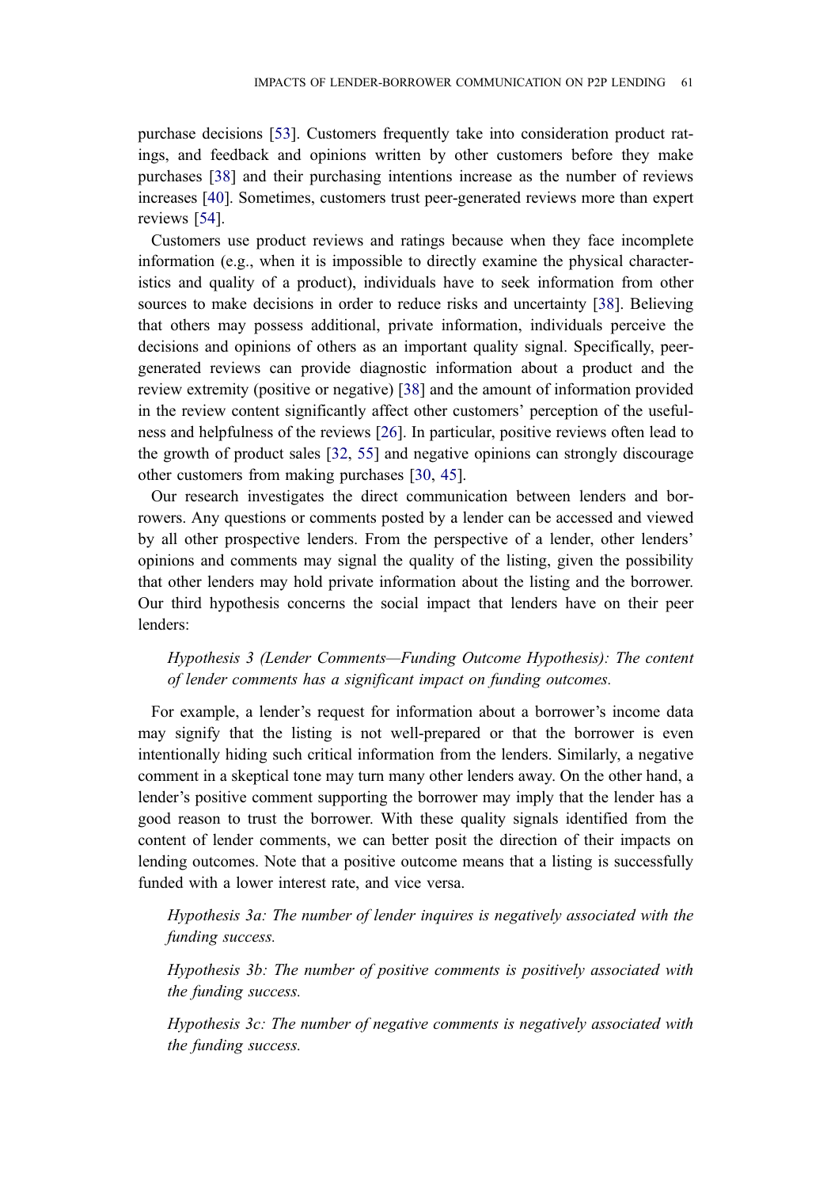purchase decisions [53]. Customers frequently take into consideration product ratings, and feedback and opinions written by other customers before they make purchases [38] and their purchasing intentions increase as the number of reviews increases [40]. Sometimes, customers trust peer-generated reviews more than expert reviews [54].

Customers use product reviews and ratings because when they face incomplete information (e.g., when it is impossible to directly examine the physical characteristics and quality of a product), individuals have to seek information from other sources to make decisions in order to reduce risks and uncertainty [38]. Believing that others may possess additional, private information, individuals perceive the decisions and opinions of others as an important quality signal. Specifically, peer-generated reviews can provide diagnostic information about a product and the review extremity (positive or negative) [38] and the amount of information provided in the review content significantly affect other customers' perception of the usefulness and helpfulness of the reviews [26]. In particular, positive reviews often lead to the growth of product sales [32, 55] and negative opinions can strongly discourage other customers from making purchases [30, 45].

Our research investigates the direct communication between lenders and borrowers. Any questions or comments posted by a lender can be accessed and viewed by all other prospective lenders. From the perspective of a lender, other lenders' opinions and comments may signal the quality of the listing, given the possibility that other lenders may hold private information about the listing and the borrower. Our third hypothesis concerns the social impact that lenders have on their peer lenders:

> *Hypothesis 3 (Lender Comments—Funding Outcome Hypothesis): The content of lender comments has a significant impact on funding outcomes.*

For example, a lender's request for information about a borrower's income data may signify that the listing is not well-prepared or that the borrower is even intentionally hiding such critical information from the lenders. Similarly, a negative comment in a skeptical tone may turn many other lenders away. On the other hand, a lender's positive comment supporting the borrower may imply that the lender has a good reason to trust the borrower. With these quality signals identified from the content of lender comments, we can better posit the direction of their impacts on lending outcomes. Note that a positive outcome means that a listing is successfully funded with a lower interest rate, and vice versa.

> *Hypothesis 3a: The number of lender inquires is negatively associated with the funding success.*

> *Hypothesis 3b: The number of positive comments is positively associated with the funding success.*

> *Hypothesis 3c: The number of negative comments is negatively associated with the funding success.*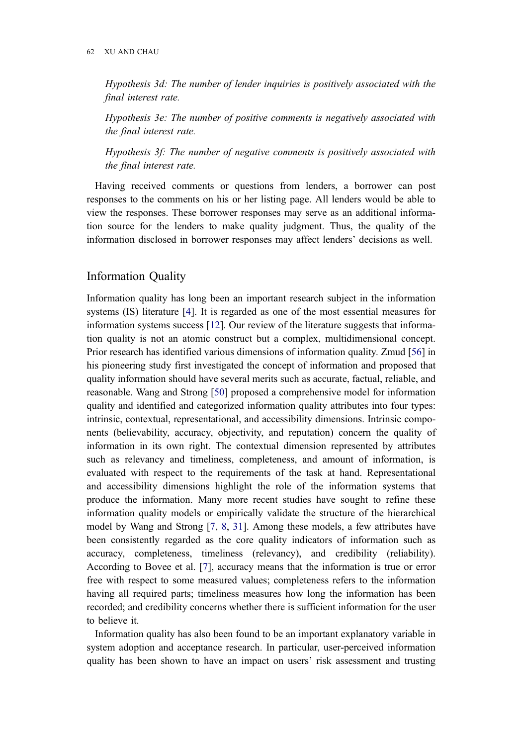*Hypothesis 3d: The number of lender inquiries is positively associated with the final interest rate.*

*Hypothesis 3e: The number of positive comments is negatively associated with the final interest rate.*

*Hypothesis 3f: The number of negative comments is positively associated with the final interest rate.*

Having received comments or questions from lenders, a borrower can post responses to the comments on his or her listing page. All lenders would be able to view the responses. These borrower responses may serve as an additional information source for the lenders to make quality judgment. Thus, the quality of the information disclosed in borrower responses may affect lenders' decisions as well.

## Information Quality

Information quality has long been an important research subject in the information systems (IS) literature [4]. It is regarded as one of the most essential measures for information systems success [12]. Our review of the literature suggests that information quality is not an atomic construct but a complex, multidimensional concept. Prior research has identified various dimensions of information quality. Zmud [56] in his pioneering study first investigated the concept of information and proposed that quality information should have several merits such as accurate, factual, reliable, and reasonable. Wang and Strong [50] proposed a comprehensive model for information quality and identified and categorized information quality attributes into four types: intrinsic, contextual, representational, and accessibility dimensions. Intrinsic components (believability, accuracy, objectivity, and reputation) concern the quality of information in its own right. The contextual dimension represented by attributes such as relevancy and timeliness, completeness, and amount of information, is evaluated with respect to the requirements of the task at hand. Representational and accessibility dimensions highlight the role of the information systems that produce the information. Many more recent studies have sought to refine these information quality models or empirically validate the structure of the hierarchical model by Wang and Strong [7, 8, 31]. Among these models, a few attributes have been consistently regarded as the core quality indicators of information such as accuracy, completeness, timeliness (relevancy), and credibility (reliability). According to Bovee et al. [7], accuracy means that the information is true or error free with respect to some measured values; completeness refers to the information having all required parts; timeliness measures how long the information has been recorded; and credibility concerns whether there is sufficient information for the user to believe it.

Information quality has also been found to be an important explanatory variable in system adoption and acceptance research. In particular, user-perceived information quality has been shown to have an impact on users' risk assessment and trusting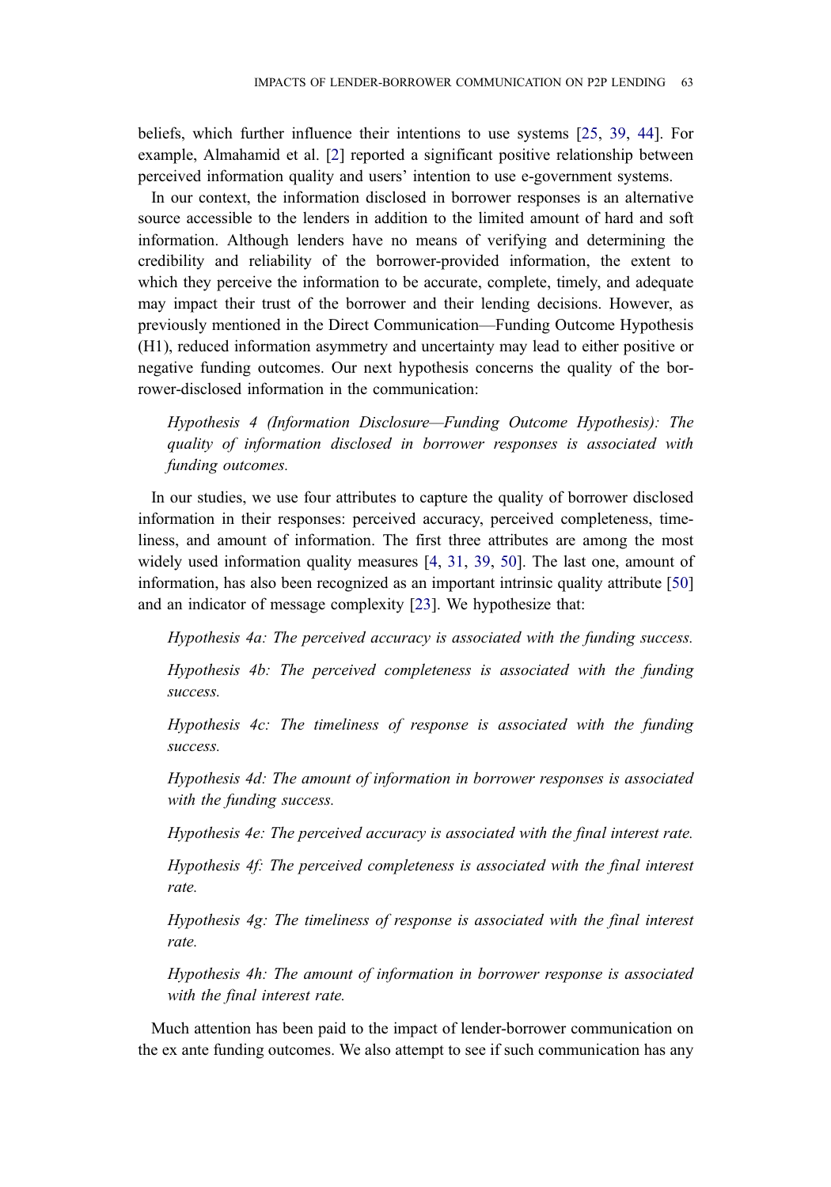beliefs, which further influence their intentions to use systems [25, 39, 44]. For example, Almahamid et al. [2] reported a significant positive relationship between perceived information quality and users' intention to use e-government systems.

In our context, the information disclosed in borrower responses is an alternative source accessible to the lenders in addition to the limited amount of hard and soft information. Although lenders have no means of verifying and determining the credibility and reliability of the borrower-provided information, the extent to which they perceive the information to be accurate, complete, timely, and adequate may impact their trust of the borrower and their lending decisions. However, as previously mentioned in the Direct Communication—Funding Outcome Hypothesis (H1), reduced information asymmetry and uncertainty may lead to either positive or negative funding outcomes. Our next hypothesis concerns the quality of the borrower-disclosed information in the communication:

> *Hypothesis 4 (Information Disclosure—Funding Outcome Hypothesis): The quality of information disclosed in borrower responses is associated with funding outcomes.*

In our studies, we use four attributes to capture the quality of borrower disclosed information in their responses: perceived accuracy, perceived completeness, timeliness, and amount of information. The first three attributes are among the most widely used information quality measures [4, 31, 39, 50]. The last one, amount of information, has also been recognized as an important intrinsic quality attribute [50] and an indicator of message complexity [23]. We hypothesize that:

> *Hypothesis 4a: The perceived accuracy is associated with the funding success.*
>
> *Hypothesis 4b: The perceived completeness is associated with the funding success.*
>
> *Hypothesis 4c: The timeliness of response is associated with the funding success.*
>
> *Hypothesis 4d: The amount of information in borrower responses is associated with the funding success.*
>
> *Hypothesis 4e: The perceived accuracy is associated with the final interest rate.*
>
> *Hypothesis 4f: The perceived completeness is associated with the final interest rate.*
>
> *Hypothesis 4g: The timeliness of response is associated with the final interest rate.*
>
> *Hypothesis 4h: The amount of information in borrower response is associated with the final interest rate.*

Much attention has been paid to the impact of lender-borrower communication on the ex ante funding outcomes. We also attempt to see if such communication has any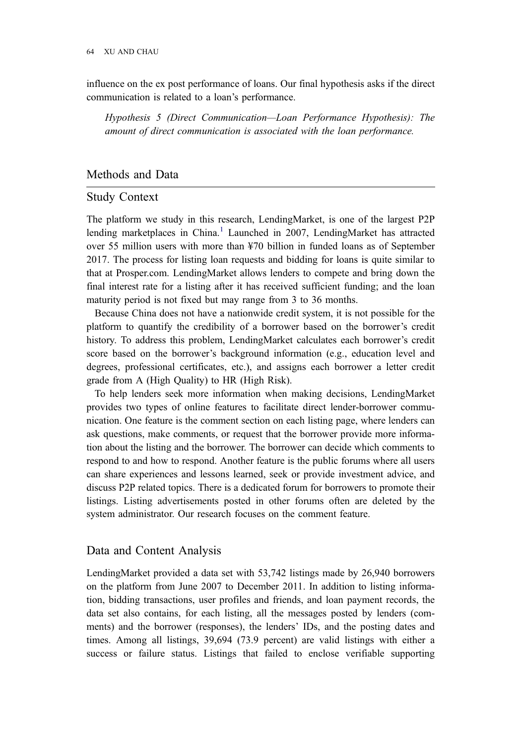influence on the ex post performance of loans. Our final hypothesis asks if the direct communication is related to a loan's performance.

*Hypothesis 5 (Direct Communication—Loan Performance Hypothesis): The amount of direct communication is associated with the loan performance.*

## Methods and Data

### Study Context

The platform we study in this research, LendingMarket, is one of the largest P2P lending marketplaces in China.[1] Launched in 2007, LendingMarket has attracted over 55 million users with more than ¥70 billion in funded loans as of September 2017. The process for listing loan requests and bidding for loans is quite similar to that at Prosper.com. LendingMarket allows lenders to compete and bring down the final interest rate for a listing after it has received sufficient funding; and the loan maturity period is not fixed but may range from 3 to 36 months.

Because China does not have a nationwide credit system, it is not possible for the platform to quantify the credibility of a borrower based on the borrower's credit history. To address this problem, LendingMarket calculates each borrower's credit score based on the borrower's background information (e.g., education level and degrees, professional certificates, etc.), and assigns each borrower a letter credit grade from A (High Quality) to HR (High Risk).

To help lenders seek more information when making decisions, LendingMarket provides two types of online features to facilitate direct lender-borrower communication. One feature is the comment section on each listing page, where lenders can ask questions, make comments, or request that the borrower provide more information about the listing and the borrower. The borrower can decide which comments to respond to and how to respond. Another feature is the public forums where all users can share experiences and lessons learned, seek or provide investment advice, and discuss P2P related topics. There is a dedicated forum for borrowers to promote their listings. Listing advertisements posted in other forums often are deleted by the system administrator. Our research focuses on the comment feature.

### Data and Content Analysis

LendingMarket provided a data set with 53,742 listings made by 26,940 borrowers on the platform from June 2007 to December 2011. In addition to listing information, bidding transactions, user profiles and friends, and loan payment records, the data set also contains, for each listing, all the messages posted by lenders (comments) and the borrower (responses), the lenders' IDs, and the posting dates and times. Among all listings, 39,694 (73.9 percent) are valid listings with either a success or failure status. Listings that failed to enclose verifiable supporting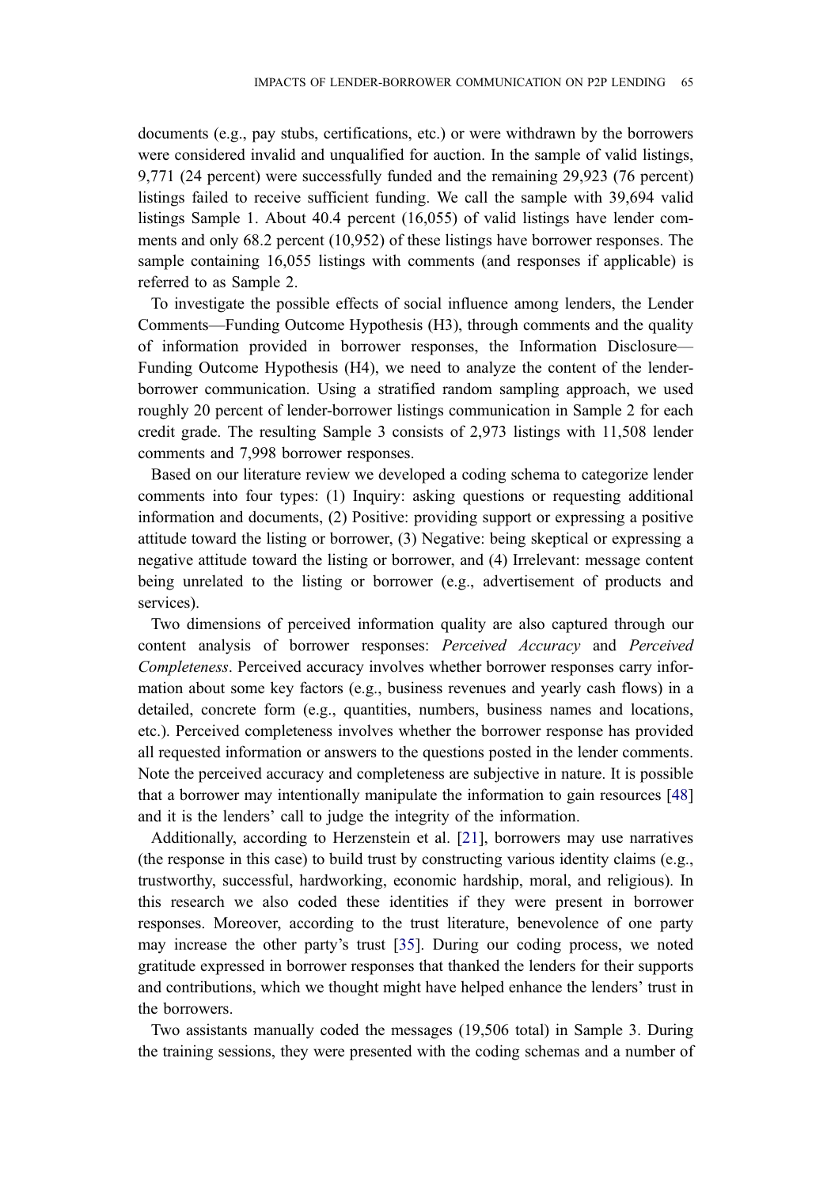documents (e.g., pay stubs, certifications, etc.) or were withdrawn by the borrowers were considered invalid and unqualified for auction. In the sample of valid listings, 9,771 (24 percent) were successfully funded and the remaining 29,923 (76 percent) listings failed to receive sufficient funding. We call the sample with 39,694 valid listings Sample 1. About 40.4 percent (16,055) of valid listings have lender comments and only 68.2 percent (10,952) of these listings have borrower responses. The sample containing 16,055 listings with comments (and responses if applicable) is referred to as Sample 2.

To investigate the possible effects of social influence among lenders, the Lender Comments—Funding Outcome Hypothesis (H3), through comments and the quality of information provided in borrower responses, the Information Disclosure—Funding Outcome Hypothesis (H4), we need to analyze the content of the lender-borrower communication. Using a stratified random sampling approach, we used roughly 20 percent of lender-borrower listings communication in Sample 2 for each credit grade. The resulting Sample 3 consists of 2,973 listings with 11,508 lender comments and 7,998 borrower responses.

Based on our literature review we developed a coding schema to categorize lender comments into four types: (1) Inquiry: asking questions or requesting additional information and documents, (2) Positive: providing support or expressing a positive attitude toward the listing or borrower, (3) Negative: being skeptical or expressing a negative attitude toward the listing or borrower, and (4) Irrelevant: message content being unrelated to the listing or borrower (e.g., advertisement of products and services).

Two dimensions of perceived information quality are also captured through our content analysis of borrower responses: *Perceived Accuracy* and *Perceived Completeness*. Perceived accuracy involves whether borrower responses carry information about some key factors (e.g., business revenues and yearly cash flows) in a detailed, concrete form (e.g., quantities, numbers, business names and locations, etc.). Perceived completeness involves whether the borrower response has provided all requested information or answers to the questions posted in the lender comments. Note the perceived accuracy and completeness are subjective in nature. It is possible that a borrower may intentionally manipulate the information to gain resources [48] and it is the lenders' call to judge the integrity of the information.

Additionally, according to Herzenstein et al. [21], borrowers may use narratives (the response in this case) to build trust by constructing various identity claims (e.g., trustworthy, successful, hardworking, economic hardship, moral, and religious). In this research we also coded these identities if they were present in borrower responses. Moreover, according to the trust literature, benevolence of one party may increase the other party's trust [35]. During our coding process, we noted gratitude expressed in borrower responses that thanked the lenders for their supports and contributions, which we thought might have helped enhance the lenders' trust in the borrowers.

Two assistants manually coded the messages (19,506 total) in Sample 3. During the training sessions, they were presented with the coding schemas and a number of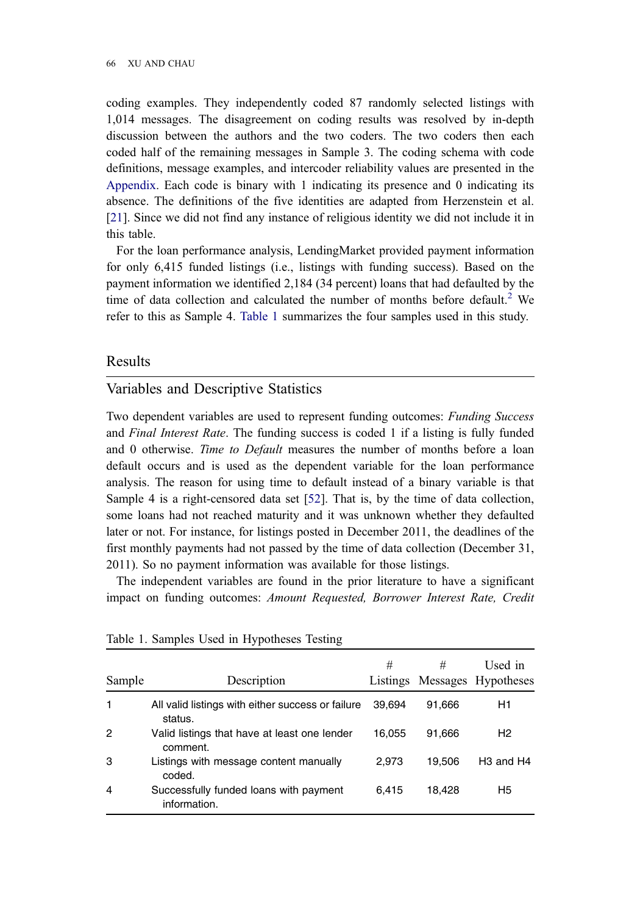coding examples. They independently coded 87 randomly selected listings with 1,014 messages. The disagreement on coding results was resolved by in-depth discussion between the authors and the two coders. The two coders then each coded half of the remaining messages in Sample 3. The coding schema with code definitions, message examples, and intercoder reliability values are presented in the Appendix. Each code is binary with 1 indicating its presence and 0 indicating its absence. The definitions of the five identities are adapted from Herzenstein et al. [21]. Since we did not find any instance of religious identity we did not include it in this table.

For the loan performance analysis, LendingMarket provided payment information for only 6,415 funded listings (i.e., listings with funding success). Based on the payment information we identified 2,184 (34 percent) loans that had defaulted by the time of data collection and calculated the number of months before default.[2] We refer to this as Sample 4. Table 1 summarizes the four samples used in this study.

# Results

## Variables and Descriptive Statistics

Two dependent variables are used to represent funding outcomes: *Funding Success* and *Final Interest Rate*. The funding success is coded 1 if a listing is fully funded and 0 otherwise. *Time to Default* measures the number of months before a loan default occurs and is used as the dependent variable for the loan performance analysis. The reason for using time to default instead of a binary variable is that Sample 4 is a right-censored data set [52]. That is, by the time of data collection, some loans had not reached maturity and it was unknown whether they defaulted later or not. For instance, for listings posted in December 2011, the deadlines of the first monthly payments had not passed by the time of data collection (December 31, 2011). So no payment information was available for those listings.

The independent variables are found in the prior literature to have a significant impact on funding outcomes: *Amount Requested, Borrower Interest Rate, Credit*

Table 1. Samples Used in Hypotheses Testing

| Sample | Description | # Listings | # Messages | Used in Hypotheses |
|---|---|---|---|---|
| 1 | All valid listings with either success or failure status. | 39,694 | 91,666 | H1 |
| 2 | Valid listings that have at least one lender comment. | 16,055 | 91,666 | H2 |
| 3 | Listings with message content manually coded. | 2,973 | 19,506 | H3 and H4 |
| 4 | Successfully funded loans with payment information. | 6,415 | 18,428 | H5 |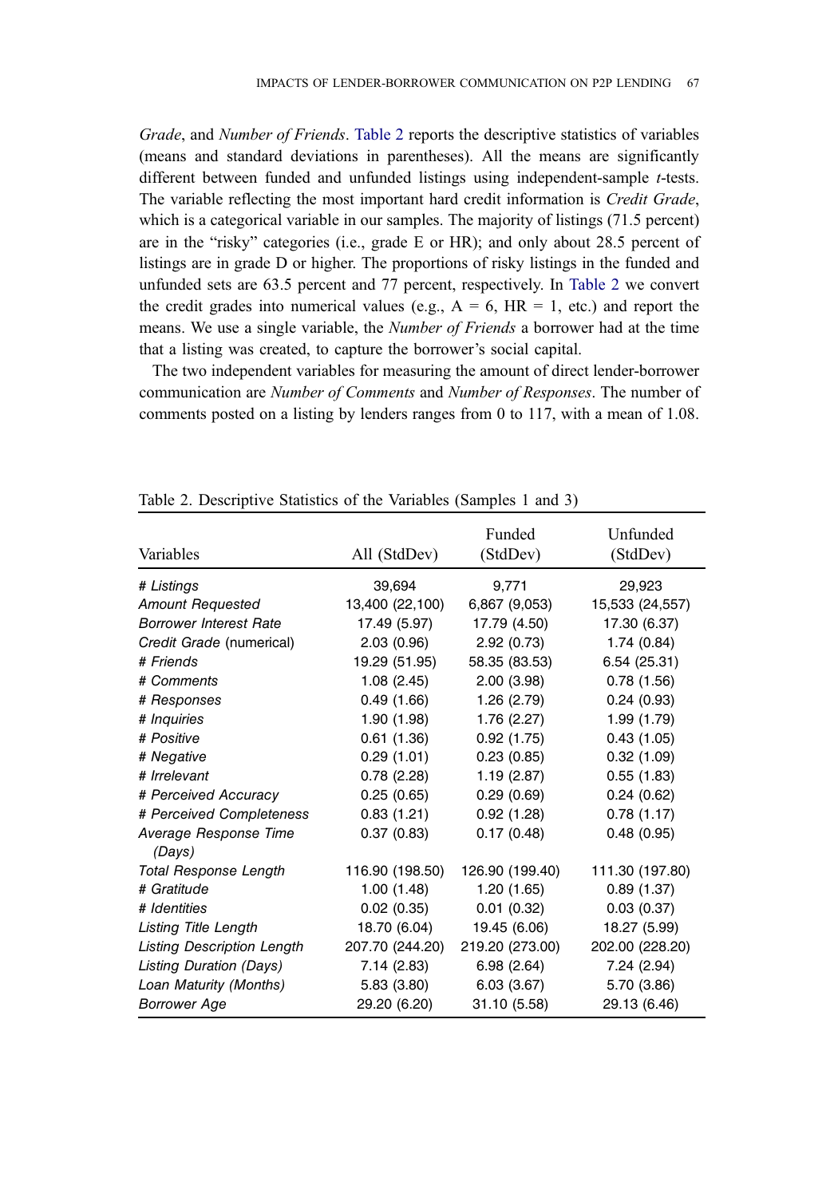*Grade*, and *Number of Friends*. Table 2 reports the descriptive statistics of variables (means and standard deviations in parentheses). All the means are significantly different between funded and unfunded listings using independent-sample *t*-tests. The variable reflecting the most important hard credit information is *Credit Grade*, which is a categorical variable in our samples. The majority of listings (71.5 percent) are in the "risky" categories (i.e., grade E or HR); and only about 28.5 percent of listings are in grade D or higher. The proportions of risky listings in the funded and unfunded sets are 63.5 percent and 77 percent, respectively. In Table 2 we convert the credit grades into numerical values (e.g., A = 6, HR = 1, etc.) and report the means. We use a single variable, the *Number of Friends* a borrower had at the time that a listing was created, to capture the borrower's social capital.

The two independent variables for measuring the amount of direct lender-borrower communication are *Number of Comments* and *Number of Responses*. The number of comments posted on a listing by lenders ranges from 0 to 117, with a mean of 1.08.

Table 2. Descriptive Statistics of the Variables (Samples 1 and 3)

| Variables | All (StdDev) | Funded (StdDev) | Unfunded (StdDev) |
|---|---|---|---|
| *# Listings* | 39,694 | 9,771 | 29,923 |
| *Amount Requested* | 13,400 (22,100) | 6,867 (9,053) | 15,533 (24,557) |
| *Borrower Interest Rate* | 17.49 (5.97) | 17.79 (4.50) | 17.30 (6.37) |
| *Credit Grade* (numerical) | 2.03 (0.96) | 2.92 (0.73) | 1.74 (0.84) |
| *# Friends* | 19.29 (51.95) | 58.35 (83.53) | 6.54 (25.31) |
| *# Comments* | 1.08 (2.45) | 2.00 (3.98) | 0.78 (1.56) |
| *# Responses* | 0.49 (1.66) | 1.26 (2.79) | 0.24 (0.93) |
| *# Inquiries* | 1.90 (1.98) | 1.76 (2.27) | 1.99 (1.79) |
| *# Positive* | 0.61 (1.36) | 0.92 (1.75) | 0.43 (1.05) |
| *# Negative* | 0.29 (1.01) | 0.23 (0.85) | 0.32 (1.09) |
| *# Irrelevant* | 0.78 (2.28) | 1.19 (2.87) | 0.55 (1.83) |
| *# Perceived Accuracy* | 0.25 (0.65) | 0.29 (0.69) | 0.24 (0.62) |
| *# Perceived Completeness* | 0.83 (1.21) | 0.92 (1.28) | 0.78 (1.17) |
| *Average Response Time (Days)* | 0.37 (0.83) | 0.17 (0.48) | 0.48 (0.95) |
| *Total Response Length* | 116.90 (198.50) | 126.90 (199.40) | 111.30 (197.80) |
| *# Gratitude* | 1.00 (1.48) | 1.20 (1.65) | 0.89 (1.37) |
| *# Identities* | 0.02 (0.35) | 0.01 (0.32) | 0.03 (0.37) |
| *Listing Title Length* | 18.70 (6.04) | 19.45 (6.06) | 18.27 (5.99) |
| *Listing Description Length* | 207.70 (244.20) | 219.20 (273.00) | 202.00 (228.20) |
| *Listing Duration (Days)* | 7.14 (2.83) | 6.98 (2.64) | 7.24 (2.94) |
| *Loan Maturity (Months)* | 5.83 (3.80) | 6.03 (3.67) | 5.70 (3.86) |
| *Borrower Age* | 29.20 (6.20) | 31.10 (5.58) | 29.13 (6.46) |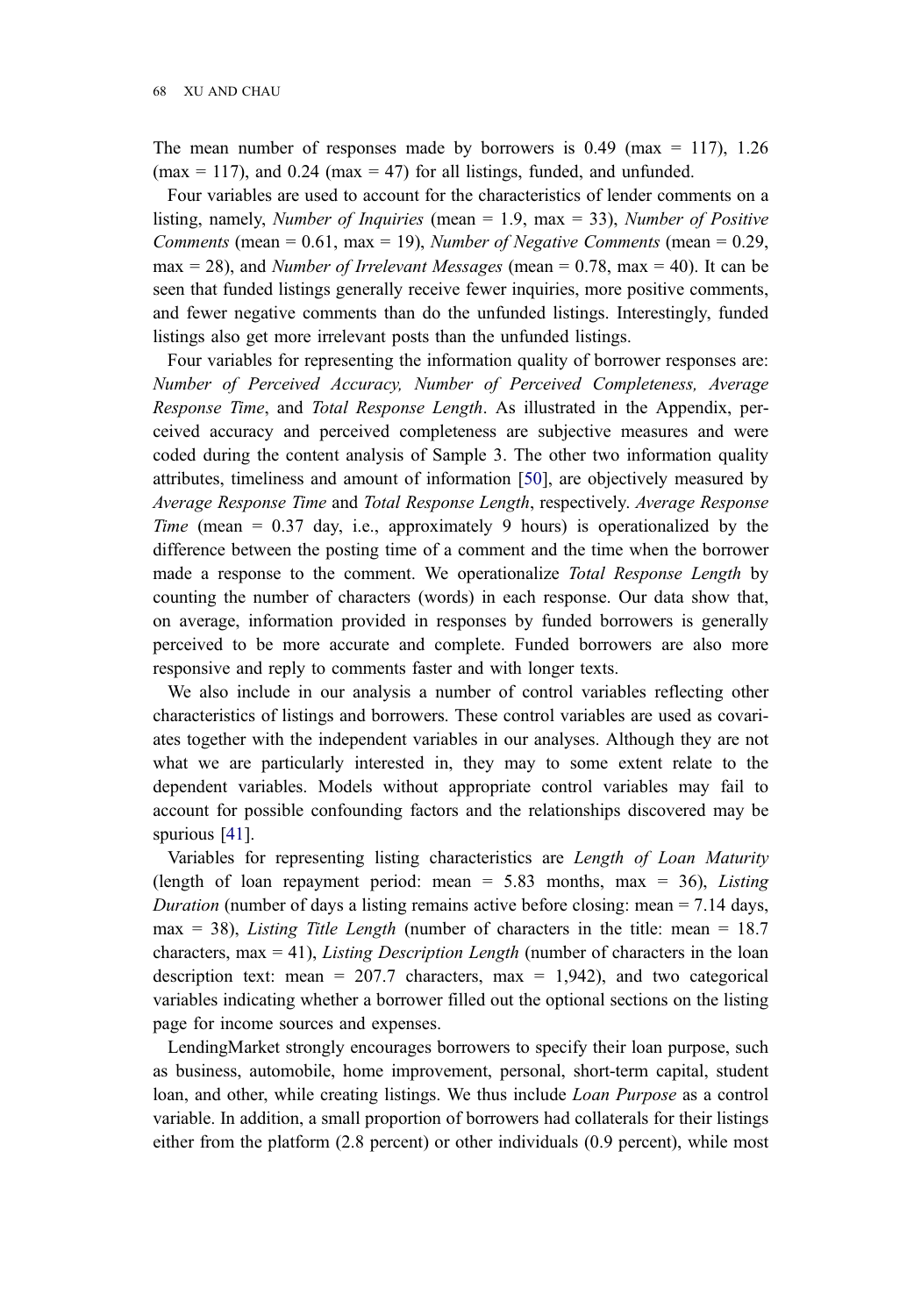The mean number of responses made by borrowers is 0.49 (max = 117), 1.26 (max = 117), and 0.24 (max = 47) for all listings, funded, and unfunded.

Four variables are used to account for the characteristics of lender comments on a listing, namely, *Number of Inquiries* (mean = 1.9, max = 33), *Number of Positive Comments* (mean = 0.61, max = 19), *Number of Negative Comments* (mean = 0.29, max = 28), and *Number of Irrelevant Messages* (mean = 0.78, max = 40). It can be seen that funded listings generally receive fewer inquiries, more positive comments, and fewer negative comments than do the unfunded listings. Interestingly, funded listings also get more irrelevant posts than the unfunded listings.

Four variables for representing the information quality of borrower responses are: *Number of Perceived Accuracy, Number of Perceived Completeness, Average Response Time*, and *Total Response Length*. As illustrated in the Appendix, perceived accuracy and perceived completeness are subjective measures and were coded during the content analysis of Sample 3. The other two information quality attributes, timeliness and amount of information [50], are objectively measured by *Average Response Time* and *Total Response Length*, respectively. *Average Response Time* (mean = 0.37 day, i.e., approximately 9 hours) is operationalized by the difference between the posting time of a comment and the time when the borrower made a response to the comment. We operationalize *Total Response Length* by counting the number of characters (words) in each response. Our data show that, on average, information provided in responses by funded borrowers is generally perceived to be more accurate and complete. Funded borrowers are also more responsive and reply to comments faster and with longer texts.

We also include in our analysis a number of control variables reflecting other characteristics of listings and borrowers. These control variables are used as covariates together with the independent variables in our analyses. Although they are not what we are particularly interested in, they may to some extent relate to the dependent variables. Models without appropriate control variables may fail to account for possible confounding factors and the relationships discovered may be spurious [41].

Variables for representing listing characteristics are *Length of Loan Maturity* (length of loan repayment period: mean = 5.83 months, max = 36), *Listing Duration* (number of days a listing remains active before closing: mean = 7.14 days, max = 38), *Listing Title Length* (number of characters in the title: mean = 18.7 characters, max = 41), *Listing Description Length* (number of characters in the loan description text: mean = 207.7 characters, max = 1,942), and two categorical variables indicating whether a borrower filled out the optional sections on the listing page for income sources and expenses.

LendingMarket strongly encourages borrowers to specify their loan purpose, such as business, automobile, home improvement, personal, short-term capital, student loan, and other, while creating listings. We thus include *Loan Purpose* as a control variable. In addition, a small proportion of borrowers had collaterals for their listings either from the platform (2.8 percent) or other individuals (0.9 percent), while most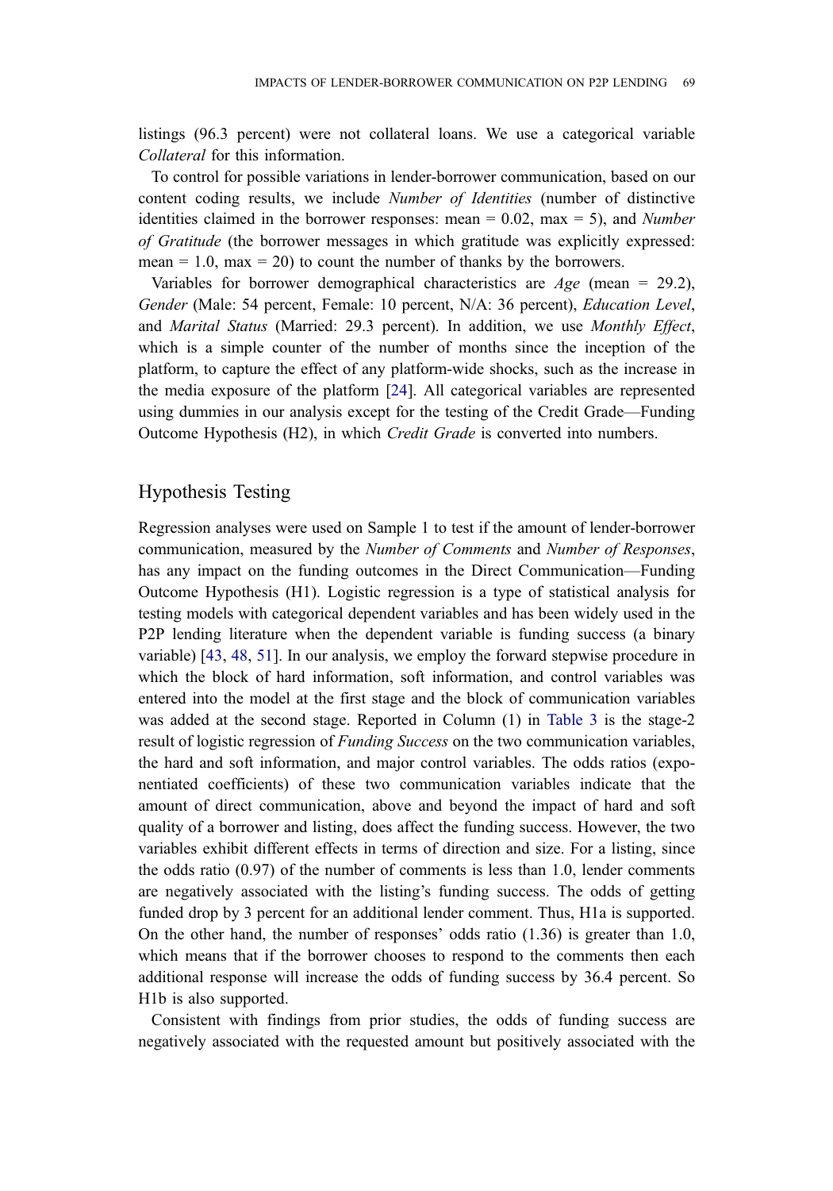listings (96.3 percent) were not collateral loans. We use a categorical variable *Collateral* for this information.

To control for possible variations in lender-borrower communication, based on our content coding results, we include *Number of Identities* (number of distinctive identities claimed in the borrower responses: mean = 0.02, max = 5), and *Number of Gratitude* (the borrower messages in which gratitude was explicitly expressed: mean = 1.0, max = 20) to count the number of thanks by the borrowers.

Variables for borrower demographical characteristics are *Age* (mean = 29.2), *Gender* (Male: 54 percent, Female: 10 percent, N/A: 36 percent), *Education Level*, and *Marital Status* (Married: 29.3 percent). In addition, we use *Monthly Effect*, which is a simple counter of the number of months since the inception of the platform, to capture the effect of any platform-wide shocks, such as the increase in the media exposure of the platform [24]. All categorical variables are represented using dummies in our analysis except for the testing of the Credit Grade—Funding Outcome Hypothesis (H2), in which *Credit Grade* is converted into numbers.

## Hypothesis Testing

Regression analyses were used on Sample 1 to test if the amount of lender-borrower communication, measured by the *Number of Comments* and *Number of Responses*, has any impact on the funding outcomes in the Direct Communication—Funding Outcome Hypothesis (H1). Logistic regression is a type of statistical analysis for testing models with categorical dependent variables and has been widely used in the P2P lending literature when the dependent variable is funding success (a binary variable) [43, 48, 51]. In our analysis, we employ the forward stepwise procedure in which the block of hard information, soft information, and control variables was entered into the model at the first stage and the block of communication variables was added at the second stage. Reported in Column (1) in Table 3 is the stage-2 result of logistic regression of *Funding Success* on the two communication variables, the hard and soft information, and major control variables. The odds ratios (exponentiated coefficients) of these two communication variables indicate that the amount of direct communication, above and beyond the impact of hard and soft quality of a borrower and listing, does affect the funding success. However, the two variables exhibit different effects in terms of direction and size. For a listing, since the odds ratio (0.97) of the number of comments is less than 1.0, lender comments are negatively associated with the listing's funding success. The odds of getting funded drop by 3 percent for an additional lender comment. Thus, H1a is supported. On the other hand, the number of responses' odds ratio (1.36) is greater than 1.0, which means that if the borrower chooses to respond to the comments then each additional response will increase the odds of funding success by 36.4 percent. So H1b is also supported.

Consistent with findings from prior studies, the odds of funding success are negatively associated with the requested amount but positively associated with the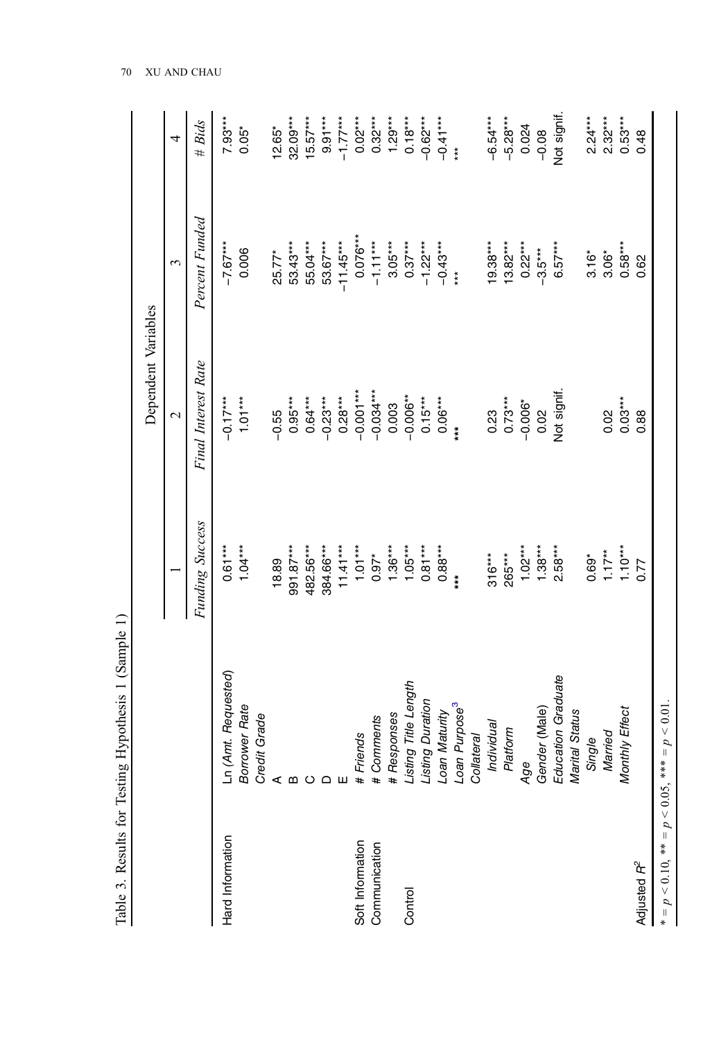Table 3. Results for Testing Hypothesis 1 (Sample 1)

| | | Dependent Variables | | | |
|---|---|---|---|---|---|
| | | 1 | 2 | 3 | 4 |
| | | *Funding Success* | *Final Interest Rate* | *Percent Funded* | *# Bids* |
| Hard Information | Ln (*Amt. Requested*) | 0.61*** | −0.17*** | −7.67*** | 7.93*** |
| | *Borrower Rate* | 1.04*** | 1.01*** | 0.006 | 0.05* |
| | *Credit Grade* | | | | |
| | A | 18.89 | −0.55 | 25.77* | 12.65* |
| | B | 991.87*** | 0.95*** | 53.43*** | 32.09*** |
| | C | 482.56*** | 0.64*** | 55.04*** | 15.57*** |
| | D | 384.66*** | −0.23*** | 53.67*** | 9.91*** |
| | E | 11.41*** | 0.28*** | −11.45*** | −1.77*** |
| Soft Information | *# Friends* | 1.01*** | −0.001*** | 0.076*** | 0.02*** |
| Communication | *# Comments* | 0.97* | −0.034*** | −1.11*** | 0.32*** |
| | *# Responses* | 1.36*** | 0.003 | 3.05*** | 1.29*** |
| Control | *Listing Title Length* | 1.05*** | −0.006** | 0.37*** | 0.18*** |
| | *Listing Duration* | 0.81*** | 0.15*** | −1.22*** | −0.62*** |
| | *Loan Maturity* | 0.88*** | 0.06*** | −0.43*** | −0.41*** |
| | *Loan Purpose*[3] | *** | *** | *** | *** |
| | *Collateral* | | | | |
| | *Individual* | 316*** | 0.23 | 19.38*** | −6.54*** |
| | *Platform* | 265*** | 0.73*** | 13.82*** | −5.28*** |
| | *Age* | 1.02*** | −0.006* | 0.22*** | 0.024 |
| | *Gender* (Male) | 1.38*** | 0.02 | −3.5*** | −0.08 |
| | *Education Graduate* | 2.58*** | Not signif. | 6.57*** | Not signif. |
| | *Marital Status* | | | | |
| | *Single* | 0.69* | | 3.16* | 2.24*** |
| | *Married* | 1.17** | 0.02 | 3.06* | 2.32*** |
| | *Monthly Effect* | 1.10*** | 0.03*** | 0.58*** | 0.53*** |
| Adjusted $R^2$ | | 0.77 | 0.88 | 0.62 | 0.48 |

\* = $p < 0.10$, \*\* = $p < 0.05$, \*\*\* = $p < 0.01$.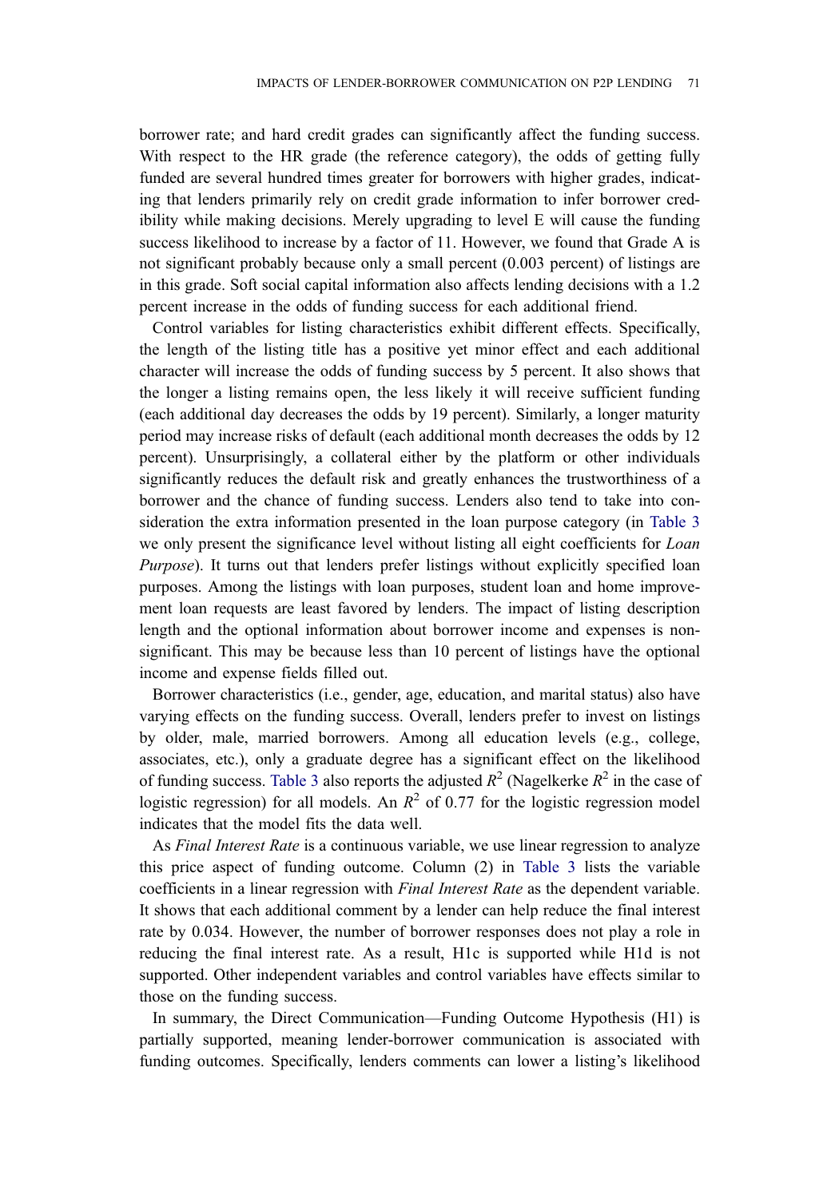borrower rate; and hard credit grades can significantly affect the funding success. With respect to the HR grade (the reference category), the odds of getting fully funded are several hundred times greater for borrowers with higher grades, indicating that lenders primarily rely on credit grade information to infer borrower credibility while making decisions. Merely upgrading to level E will cause the funding success likelihood to increase by a factor of 11. However, we found that Grade A is not significant probably because only a small percent (0.003 percent) of listings are in this grade. Soft social capital information also affects lending decisions with a 1.2 percent increase in the odds of funding success for each additional friend.

Control variables for listing characteristics exhibit different effects. Specifically, the length of the listing title has a positive yet minor effect and each additional character will increase the odds of funding success by 5 percent. It also shows that the longer a listing remains open, the less likely it will receive sufficient funding (each additional day decreases the odds by 19 percent). Similarly, a longer maturity period may increase risks of default (each additional month decreases the odds by 12 percent). Unsurprisingly, a collateral either by the platform or other individuals significantly reduces the default risk and greatly enhances the trustworthiness of a borrower and the chance of funding success. Lenders also tend to take into consideration the extra information presented in the loan purpose category (in Table 3 we only present the significance level without listing all eight coefficients for *Loan Purpose*). It turns out that lenders prefer listings without explicitly specified loan purposes. Among the listings with loan purposes, student loan and home improvement loan requests are least favored by lenders. The impact of listing description length and the optional information about borrower income and expenses is nonsignificant. This may be because less than 10 percent of listings have the optional income and expense fields filled out.

Borrower characteristics (i.e., gender, age, education, and marital status) also have varying effects on the funding success. Overall, lenders prefer to invest on listings by older, male, married borrowers. Among all education levels (e.g., college, associates, etc.), only a graduate degree has a significant effect on the likelihood of funding success. Table 3 also reports the adjusted $R^2$ (Nagelkerke $R^2$ in the case of logistic regression) for all models. An $R^2$ of 0.77 for the logistic regression model indicates that the model fits the data well.

As *Final Interest Rate* is a continuous variable, we use linear regression to analyze this price aspect of funding outcome. Column (2) in Table 3 lists the variable coefficients in a linear regression with *Final Interest Rate* as the dependent variable. It shows that each additional comment by a lender can help reduce the final interest rate by 0.034. However, the number of borrower responses does not play a role in reducing the final interest rate. As a result, H1c is supported while H1d is not supported. Other independent variables and control variables have effects similar to those on the funding success.

In summary, the Direct Communication—Funding Outcome Hypothesis (H1) is partially supported, meaning lender-borrower communication is associated with funding outcomes. Specifically, lenders comments can lower a listing's likelihood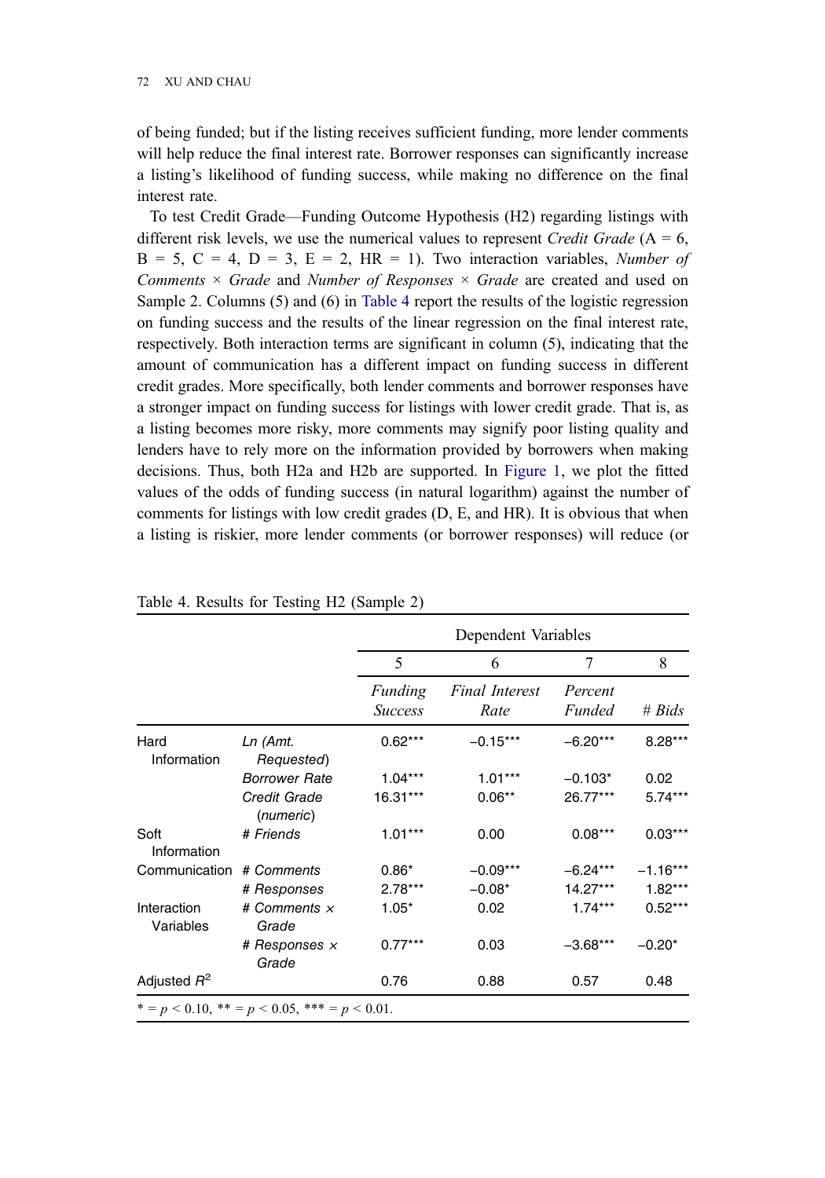of being funded; but if the listing receives sufficient funding, more lender comments will help reduce the final interest rate. Borrower responses can significantly increase a listing's likelihood of funding success, while making no difference on the final interest rate.

To test Credit Grade—Funding Outcome Hypothesis (H2) regarding listings with different risk levels, we use the numerical values to represent *Credit Grade* (A = 6, B = 5, C = 4, D = 3, E = 2, HR = 1). Two interaction variables, *Number of Comments* × *Grade* and *Number of Responses* × *Grade* are created and used on Sample 2. Columns (5) and (6) in Table 4 report the results of the logistic regression on funding success and the results of the linear regression on the final interest rate, respectively. Both interaction terms are significant in column (5), indicating that the amount of communication has a different impact on funding success in different credit grades. More specifically, both lender comments and borrower responses have a stronger impact on funding success for listings with lower credit grade. That is, as a listing becomes more risky, more comments may signify poor listing quality and lenders have to rely more on the information provided by borrowers when making decisions. Thus, both H2a and H2b are supported. In Figure 1, we plot the fitted values of the odds of funding success (in natural logarithm) against the number of comments for listings with low credit grades (D, E, and HR). It is obvious that when a listing is riskier, more lender comments (or borrower responses) will reduce (or

Table 4. Results for Testing H2 (Sample 2)

| | | Dependent Variables | | | |
|---|---|---|---|---|---|
| | | 5 | 6 | 7 | 8 |
| | | *Funding Success* | *Final Interest Rate* | *Percent Funded* | *# Bids* |
| Hard Information | *Ln (Amt. Requested)* | 0.62*** | −0.15*** | −6.20*** | 8.28*** |
| | *Borrower Rate* | 1.04*** | 1.01*** | −0.103* | 0.02 |
| | *Credit Grade (numeric)* | 16.31*** | 0.06** | 26.77*** | 5.74*** |
| Soft Information | *# Friends* | 1.01*** | 0.00 | 0.08*** | 0.03*** |
| Communication | *# Comments* | 0.86* | −0.09*** | −6.24*** | −1.16*** |
| | *# Responses* | 2.78*** | −0.08* | 14.27*** | 1.82*** |
| Interaction Variables | *# Comments × Grade* | 1.05* | 0.02 | 1.74*** | 0.52*** |
| | *# Responses × Grade* | 0.77*** | 0.03 | −3.68*** | −0.20* |
| Adjusted $R^2$ | | 0.76 | 0.88 | 0.57 | 0.48 |

* = $p < 0.10$, ** = $p < 0.05$, *** = $p < 0.01$.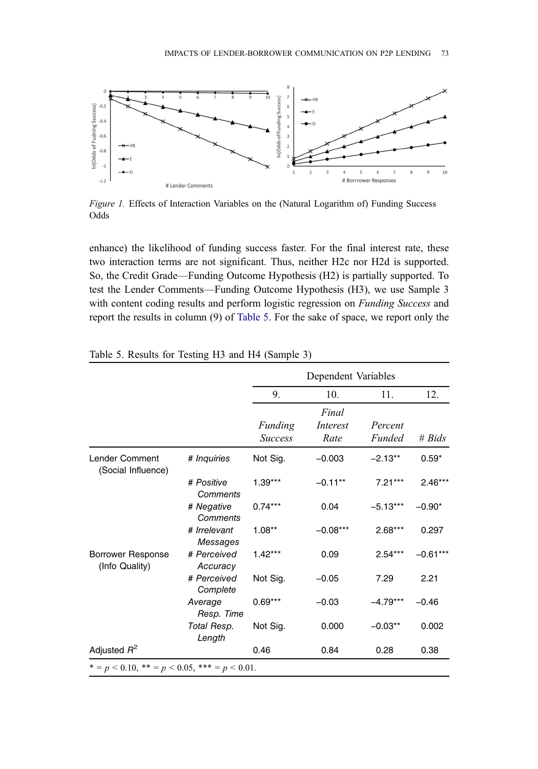Figure 1. Effects of Interaction Variables on the (Natural Logarithm of) Funding Success Odds

enhance) the likelihood of funding success faster. For the final interest rate, these two interaction terms are not significant. Thus, neither H2c nor H2d is supported. So, the Credit Grade—Funding Outcome Hypothesis (H2) is partially supported. To test the Lender Comments—Funding Outcome Hypothesis (H3), we use Sample 3 with content coding results and perform logistic regression on *Funding Success* and report the results in column (9) of Table 5. For the sake of space, we report only the

Table 5. Results for Testing H3 and H4 (Sample 3)

| | | Dependent Variables | | | |
|---|---|---|---|---|---|
| | | 9. | 10. | 11. | 12. |
| | | *Funding Success* | *Final Interest Rate* | *Percent Funded* | *# Bids* |
| Lender Comment (Social Influence) | *# Inquiries* | Not Sig. | −0.003 | −2.13** | 0.59* |
| | *# Positive Comments* | 1.39*** | −0.11** | 7.21*** | 2.46*** |
| | *# Negative Comments* | 0.74*** | 0.04 | −5.13*** | −0.90* |
| | *# Irrelevant Messages* | 1.08** | −0.08*** | 2.68*** | 0.297 |
| Borrower Response (Info Quality) | *# Perceived Accuracy* | 1.42*** | 0.09 | 2.54*** | −0.61*** |
| | *# Perceived Complete* | Not Sig. | −0.05 | 7.29 | 2.21 |
| | *Average Resp. Time* | 0.69*** | −0.03 | −4.79*** | −0.46 |
| | *Total Resp. Length* | Not Sig. | 0.000 | −0.03** | 0.002 |
| Adjusted $R^2$ | | 0.46 | 0.84 | 0.28 | 0.38 |

* = $p < 0.10$, ** = $p < 0.05$, *** = $p < 0.01$.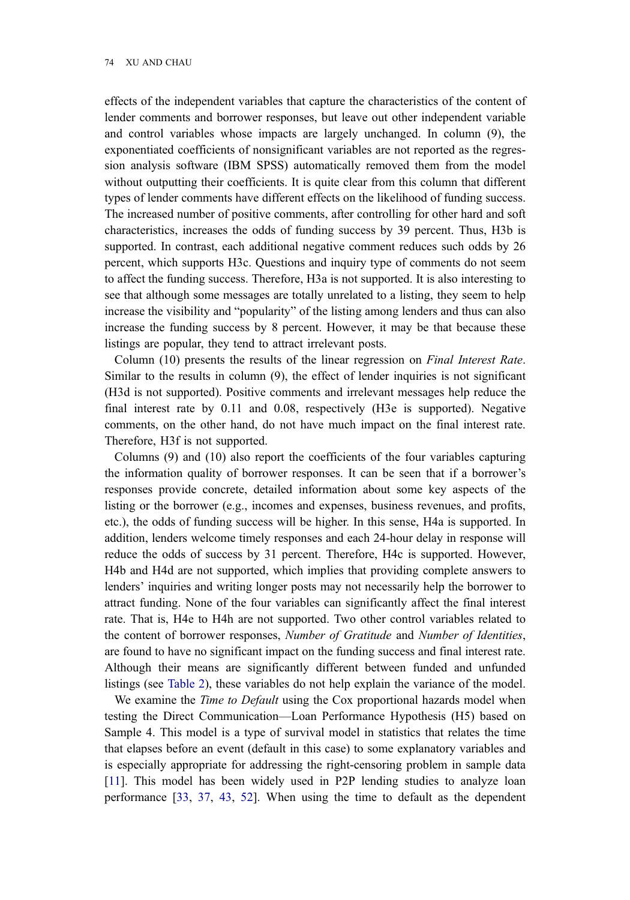effects of the independent variables that capture the characteristics of the content of lender comments and borrower responses, but leave out other independent variable and control variables whose impacts are largely unchanged. In column (9), the exponentiated coefficients of nonsignificant variables are not reported as the regression analysis software (IBM SPSS) automatically removed them from the model without outputting their coefficients. It is quite clear from this column that different types of lender comments have different effects on the likelihood of funding success. The increased number of positive comments, after controlling for other hard and soft characteristics, increases the odds of funding success by 39 percent. Thus, H3b is supported. In contrast, each additional negative comment reduces such odds by 26 percent, which supports H3c. Questions and inquiry type of comments do not seem to affect the funding success. Therefore, H3a is not supported. It is also interesting to see that although some messages are totally unrelated to a listing, they seem to help increase the visibility and "popularity" of the listing among lenders and thus can also increase the funding success by 8 percent. However, it may be that because these listings are popular, they tend to attract irrelevant posts.

Column (10) presents the results of the linear regression on *Final Interest Rate*. Similar to the results in column (9), the effect of lender inquiries is not significant (H3d is not supported). Positive comments and irrelevant messages help reduce the final interest rate by 0.11 and 0.08, respectively (H3e is supported). Negative comments, on the other hand, do not have much impact on the final interest rate. Therefore, H3f is not supported.

Columns (9) and (10) also report the coefficients of the four variables capturing the information quality of borrower responses. It can be seen that if a borrower's responses provide concrete, detailed information about some key aspects of the listing or the borrower (e.g., incomes and expenses, business revenues, and profits, etc.), the odds of funding success will be higher. In this sense, H4a is supported. In addition, lenders welcome timely responses and each 24-hour delay in response will reduce the odds of success by 31 percent. Therefore, H4c is supported. However, H4b and H4d are not supported, which implies that providing complete answers to lenders' inquiries and writing longer posts may not necessarily help the borrower to attract funding. None of the four variables can significantly affect the final interest rate. That is, H4e to H4h are not supported. Two other control variables related to the content of borrower responses, *Number of Gratitude* and *Number of Identities*, are found to have no significant impact on the funding success and final interest rate. Although their means are significantly different between funded and unfunded listings (see Table 2), these variables do not help explain the variance of the model.

We examine the *Time to Default* using the Cox proportional hazards model when testing the Direct Communication—Loan Performance Hypothesis (H5) based on Sample 4. This model is a type of survival model in statistics that relates the time that elapses before an event (default in this case) to some explanatory variables and is especially appropriate for addressing the right-censoring problem in sample data [11]. This model has been widely used in P2P lending studies to analyze loan performance [33, 37, 43, 52]. When using the time to default as the dependent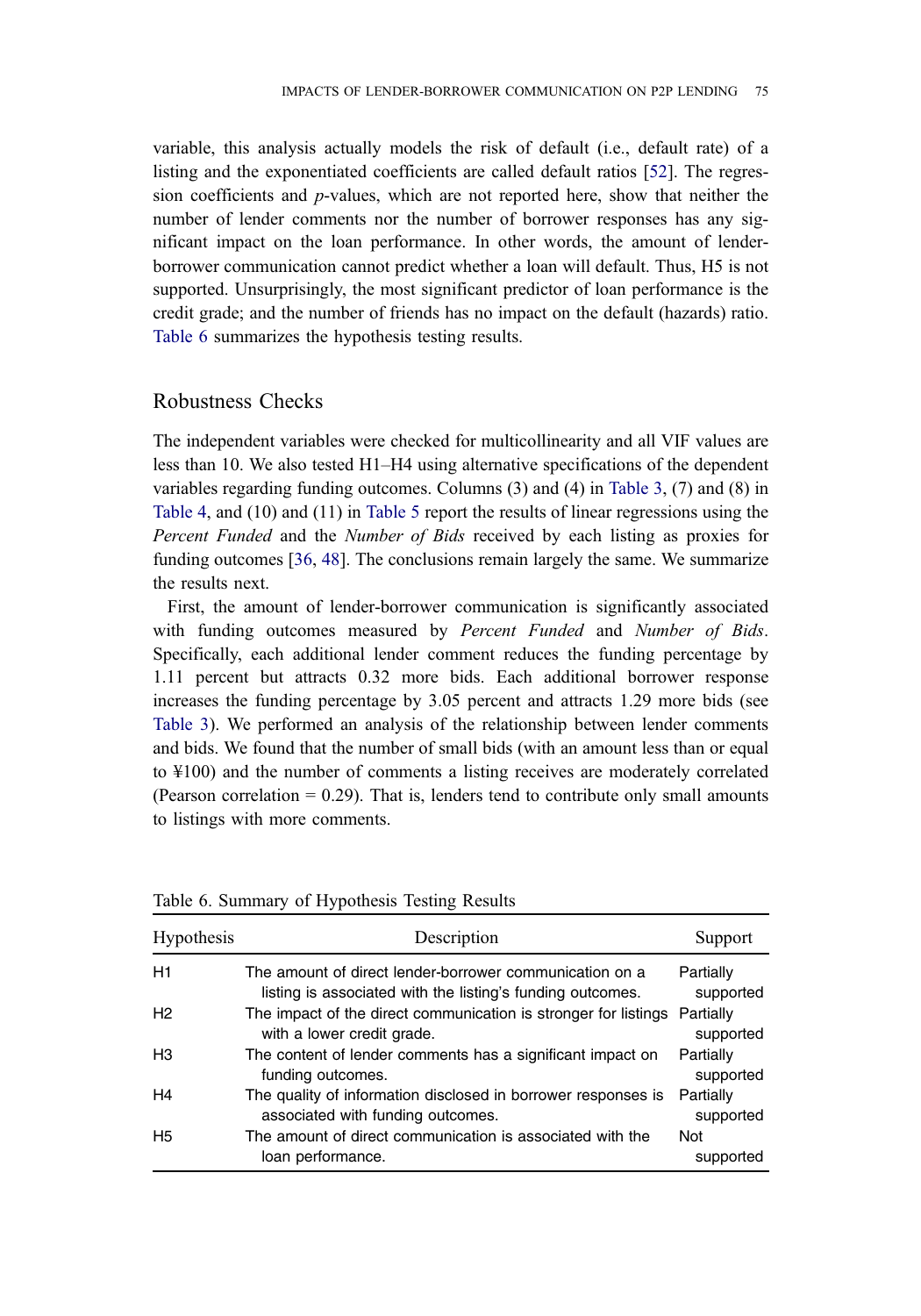variable, this analysis actually models the risk of default (i.e., default rate) of a listing and the exponentiated coefficients are called default ratios [52]. The regression coefficients and *p*-values, which are not reported here, show that neither the number of lender comments nor the number of borrower responses has any significant impact on the loan performance. In other words, the amount of lender-borrower communication cannot predict whether a loan will default. Thus, H5 is not supported. Unsurprisingly, the most significant predictor of loan performance is the credit grade; and the number of friends has no impact on the default (hazards) ratio. Table 6 summarizes the hypothesis testing results.

## Robustness Checks

The independent variables were checked for multicollinearity and all VIF values are less than 10. We also tested H1–H4 using alternative specifications of the dependent variables regarding funding outcomes. Columns (3) and (4) in Table 3, (7) and (8) in Table 4, and (10) and (11) in Table 5 report the results of linear regressions using the *Percent Funded* and the *Number of Bids* received by each listing as proxies for funding outcomes [36, 48]. The conclusions remain largely the same. We summarize the results next.

First, the amount of lender-borrower communication is significantly associated with funding outcomes measured by *Percent Funded* and *Number of Bids*. Specifically, each additional lender comment reduces the funding percentage by 1.11 percent but attracts 0.32 more bids. Each additional borrower response increases the funding percentage by 3.05 percent and attracts 1.29 more bids (see Table 3). We performed an analysis of the relationship between lender comments and bids. We found that the number of small bids (with an amount less than or equal to ¥100) and the number of comments a listing receives are moderately correlated (Pearson correlation = 0.29). That is, lenders tend to contribute only small amounts to listings with more comments.

Table 6. Summary of Hypothesis Testing Results

| Hypothesis | Description | Support |
|---|---|---|
| H1 | The amount of direct lender-borrower communication on a listing is associated with the listing's funding outcomes. | Partially supported |
| H2 | The impact of the direct communication is stronger for listings with a lower credit grade. | Partially supported |
| H3 | The content of lender comments has a significant impact on funding outcomes. | Partially supported |
| H4 | The quality of information disclosed in borrower responses is associated with funding outcomes. | Partially supported |
| H5 | The amount of direct communication is associated with the loan performance. | Not supported |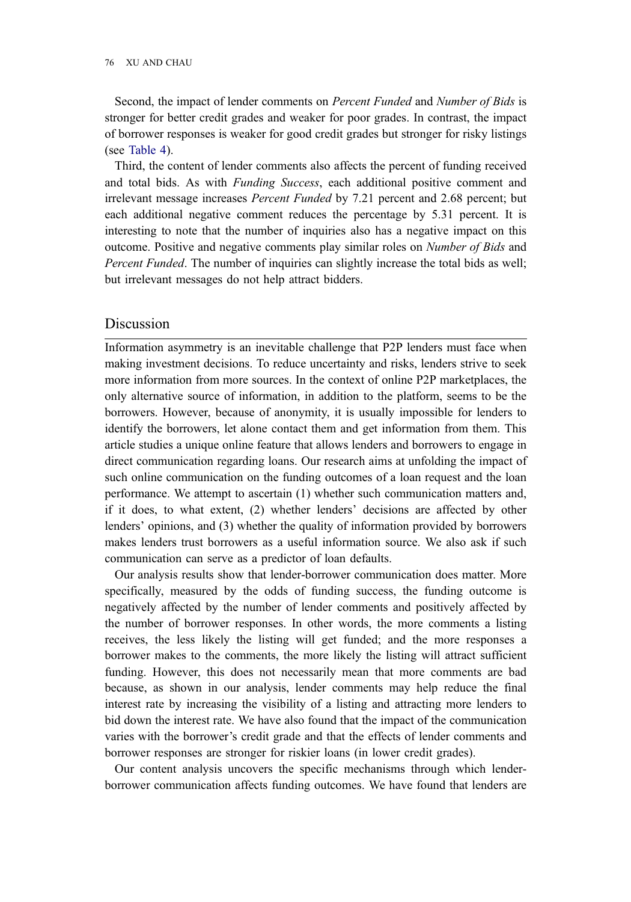Second, the impact of lender comments on *Percent Funded* and *Number of Bids* is stronger for better credit grades and weaker for poor grades. In contrast, the impact of borrower responses is weaker for good credit grades but stronger for risky listings (see Table 4).

Third, the content of lender comments also affects the percent of funding received and total bids. As with *Funding Success*, each additional positive comment and irrelevant message increases *Percent Funded* by 7.21 percent and 2.68 percent; but each additional negative comment reduces the percentage by 5.31 percent. It is interesting to note that the number of inquiries also has a negative impact on this outcome. Positive and negative comments play similar roles on *Number of Bids* and *Percent Funded*. The number of inquiries can slightly increase the total bids as well; but irrelevant messages do not help attract bidders.

## Discussion

Information asymmetry is an inevitable challenge that P2P lenders must face when making investment decisions. To reduce uncertainty and risks, lenders strive to seek more information from more sources. In the context of online P2P marketplaces, the only alternative source of information, in addition to the platform, seems to be the borrowers. However, because of anonymity, it is usually impossible for lenders to identify the borrowers, let alone contact them and get information from them. This article studies a unique online feature that allows lenders and borrowers to engage in direct communication regarding loans. Our research aims at unfolding the impact of such online communication on the funding outcomes of a loan request and the loan performance. We attempt to ascertain (1) whether such communication matters and, if it does, to what extent, (2) whether lenders' decisions are affected by other lenders' opinions, and (3) whether the quality of information provided by borrowers makes lenders trust borrowers as a useful information source. We also ask if such communication can serve as a predictor of loan defaults.

Our analysis results show that lender-borrower communication does matter. More specifically, measured by the odds of funding success, the funding outcome is negatively affected by the number of lender comments and positively affected by the number of borrower responses. In other words, the more comments a listing receives, the less likely the listing will get funded; and the more responses a borrower makes to the comments, the more likely the listing will attract sufficient funding. However, this does not necessarily mean that more comments are bad because, as shown in our analysis, lender comments may help reduce the final interest rate by increasing the visibility of a listing and attracting more lenders to bid down the interest rate. We have also found that the impact of the communication varies with the borrower's credit grade and that the effects of lender comments and borrower responses are stronger for riskier loans (in lower credit grades).

Our content analysis uncovers the specific mechanisms through which lender-borrower communication affects funding outcomes. We have found that lenders are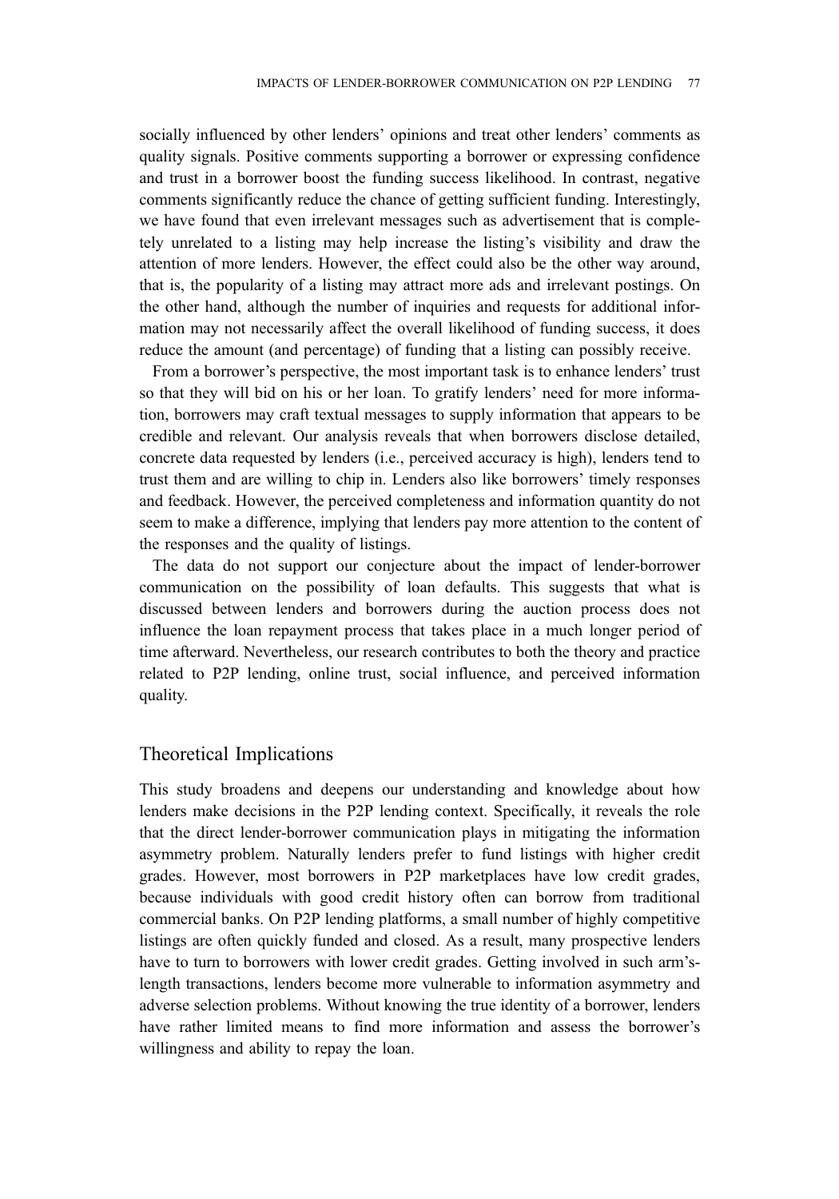socially influenced by other lenders' opinions and treat other lenders' comments as quality signals. Positive comments supporting a borrower or expressing confidence and trust in a borrower boost the funding success likelihood. In contrast, negative comments significantly reduce the chance of getting sufficient funding. Interestingly, we have found that even irrelevant messages such as advertisement that is completely unrelated to a listing may help increase the listing's visibility and draw the attention of more lenders. However, the effect could also be the other way around, that is, the popularity of a listing may attract more ads and irrelevant postings. On the other hand, although the number of inquiries and requests for additional information may not necessarily affect the overall likelihood of funding success, it does reduce the amount (and percentage) of funding that a listing can possibly receive.

From a borrower's perspective, the most important task is to enhance lenders' trust so that they will bid on his or her loan. To gratify lenders' need for more information, borrowers may craft textual messages to supply information that appears to be credible and relevant. Our analysis reveals that when borrowers disclose detailed, concrete data requested by lenders (i.e., perceived accuracy is high), lenders tend to trust them and are willing to chip in. Lenders also like borrowers' timely responses and feedback. However, the perceived completeness and information quantity do not seem to make a difference, implying that lenders pay more attention to the content of the responses and the quality of listings.

The data do not support our conjecture about the impact of lender-borrower communication on the possibility of loan defaults. This suggests that what is discussed between lenders and borrowers during the auction process does not influence the loan repayment process that takes place in a much longer period of time afterward. Nevertheless, our research contributes to both the theory and practice related to P2P lending, online trust, social influence, and perceived information quality.

## Theoretical Implications

This study broadens and deepens our understanding and knowledge about how lenders make decisions in the P2P lending context. Specifically, it reveals the role that the direct lender-borrower communication plays in mitigating the information asymmetry problem. Naturally lenders prefer to fund listings with higher credit grades. However, most borrowers in P2P marketplaces have low credit grades, because individuals with good credit history often can borrow from traditional commercial banks. On P2P lending platforms, a small number of highly competitive listings are often quickly funded and closed. As a result, many prospective lenders have to turn to borrowers with lower credit grades. Getting involved in such arm's-length transactions, lenders become more vulnerable to information asymmetry and adverse selection problems. Without knowing the true identity of a borrower, lenders have rather limited means to find more information and assess the borrower's willingness and ability to repay the loan.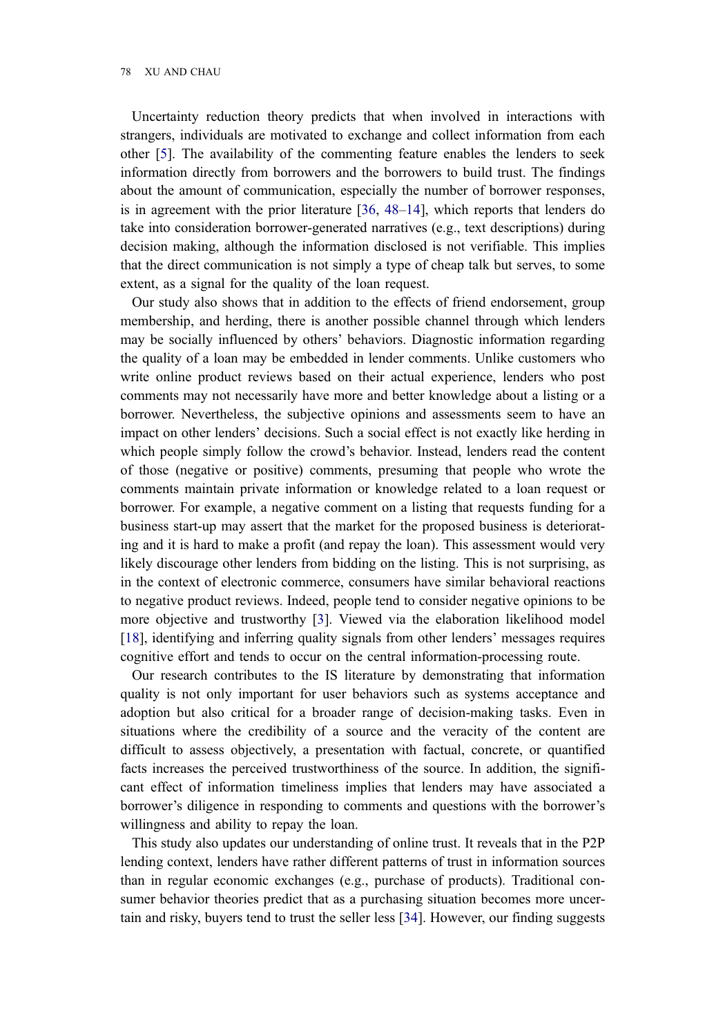Uncertainty reduction theory predicts that when involved in interactions with strangers, individuals are motivated to exchange and collect information from each other [5]. The availability of the commenting feature enables the lenders to seek information directly from borrowers and the borrowers to build trust. The findings about the amount of communication, especially the number of borrower responses, is in agreement with the prior literature [36, 48–14], which reports that lenders do take into consideration borrower-generated narratives (e.g., text descriptions) during decision making, although the information disclosed is not verifiable. This implies that the direct communication is not simply a type of cheap talk but serves, to some extent, as a signal for the quality of the loan request.

Our study also shows that in addition to the effects of friend endorsement, group membership, and herding, there is another possible channel through which lenders may be socially influenced by others' behaviors. Diagnostic information regarding the quality of a loan may be embedded in lender comments. Unlike customers who write online product reviews based on their actual experience, lenders who post comments may not necessarily have more and better knowledge about a listing or a borrower. Nevertheless, the subjective opinions and assessments seem to have an impact on other lenders' decisions. Such a social effect is not exactly like herding in which people simply follow the crowd's behavior. Instead, lenders read the content of those (negative or positive) comments, presuming that people who wrote the comments maintain private information or knowledge related to a loan request or borrower. For example, a negative comment on a listing that requests funding for a business start-up may assert that the market for the proposed business is deteriorating and it is hard to make a profit (and repay the loan). This assessment would very likely discourage other lenders from bidding on the listing. This is not surprising, as in the context of electronic commerce, consumers have similar behavioral reactions to negative product reviews. Indeed, people tend to consider negative opinions to be more objective and trustworthy [3]. Viewed via the elaboration likelihood model [18], identifying and inferring quality signals from other lenders' messages requires cognitive effort and tends to occur on the central information-processing route.

Our research contributes to the IS literature by demonstrating that information quality is not only important for user behaviors such as systems acceptance and adoption but also critical for a broader range of decision-making tasks. Even in situations where the credibility of a source and the veracity of the content are difficult to assess objectively, a presentation with factual, concrete, or quantified facts increases the perceived trustworthiness of the source. In addition, the significant effect of information timeliness implies that lenders may have associated a borrower's diligence in responding to comments and questions with the borrower's willingness and ability to repay the loan.

This study also updates our understanding of online trust. It reveals that in the P2P lending context, lenders have rather different patterns of trust in information sources than in regular economic exchanges (e.g., purchase of products). Traditional consumer behavior theories predict that as a purchasing situation becomes more uncertain and risky, buyers tend to trust the seller less [34]. However, our finding suggests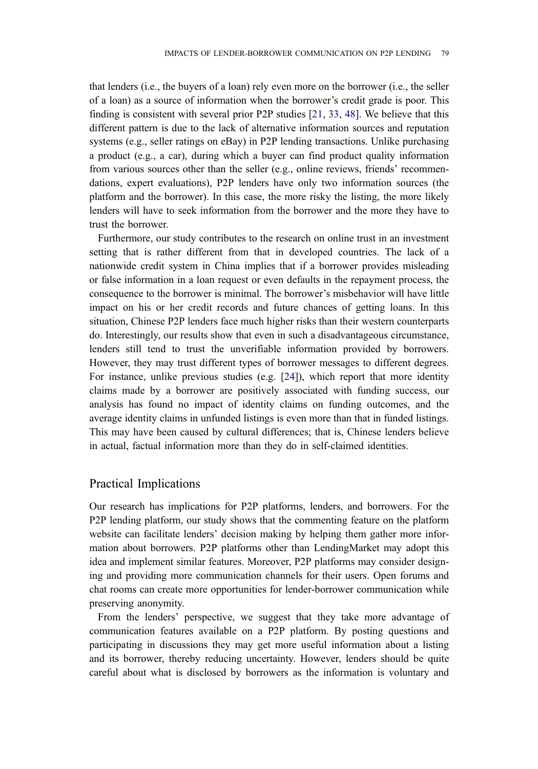that lenders (i.e., the buyers of a loan) rely even more on the borrower (i.e., the seller of a loan) as a source of information when the borrower's credit grade is poor. This finding is consistent with several prior P2P studies [21, 33, 48]. We believe that this different pattern is due to the lack of alternative information sources and reputation systems (e.g., seller ratings on eBay) in P2P lending transactions. Unlike purchasing a product (e.g., a car), during which a buyer can find product quality information from various sources other than the seller (e.g., online reviews, friends' recommendations, expert evaluations), P2P lenders have only two information sources (the platform and the borrower). In this case, the more risky the listing, the more likely lenders will have to seek information from the borrower and the more they have to trust the borrower.

Furthermore, our study contributes to the research on online trust in an investment setting that is rather different from that in developed countries. The lack of a nationwide credit system in China implies that if a borrower provides misleading or false information in a loan request or even defaults in the repayment process, the consequence to the borrower is minimal. The borrower's misbehavior will have little impact on his or her credit records and future chances of getting loans. In this situation, Chinese P2P lenders face much higher risks than their western counterparts do. Interestingly, our results show that even in such a disadvantageous circumstance, lenders still tend to trust the unverifiable information provided by borrowers. However, they may trust different types of borrower messages to different degrees. For instance, unlike previous studies (e.g. [24]), which report that more identity claims made by a borrower are positively associated with funding success, our analysis has found no impact of identity claims on funding outcomes, and the average identity claims in unfunded listings is even more than that in funded listings. This may have been caused by cultural differences; that is, Chinese lenders believe in actual, factual information more than they do in self-claimed identities.

## Practical Implications

Our research has implications for P2P platforms, lenders, and borrowers. For the P2P lending platform, our study shows that the commenting feature on the platform website can facilitate lenders' decision making by helping them gather more information about borrowers. P2P platforms other than LendingMarket may adopt this idea and implement similar features. Moreover, P2P platforms may consider designing and providing more communication channels for their users. Open forums and chat rooms can create more opportunities for lender-borrower communication while preserving anonymity.

From the lenders' perspective, we suggest that they take more advantage of communication features available on a P2P platform. By posting questions and participating in discussions they may get more useful information about a listing and its borrower, thereby reducing uncertainty. However, lenders should be quite careful about what is disclosed by borrowers as the information is voluntary and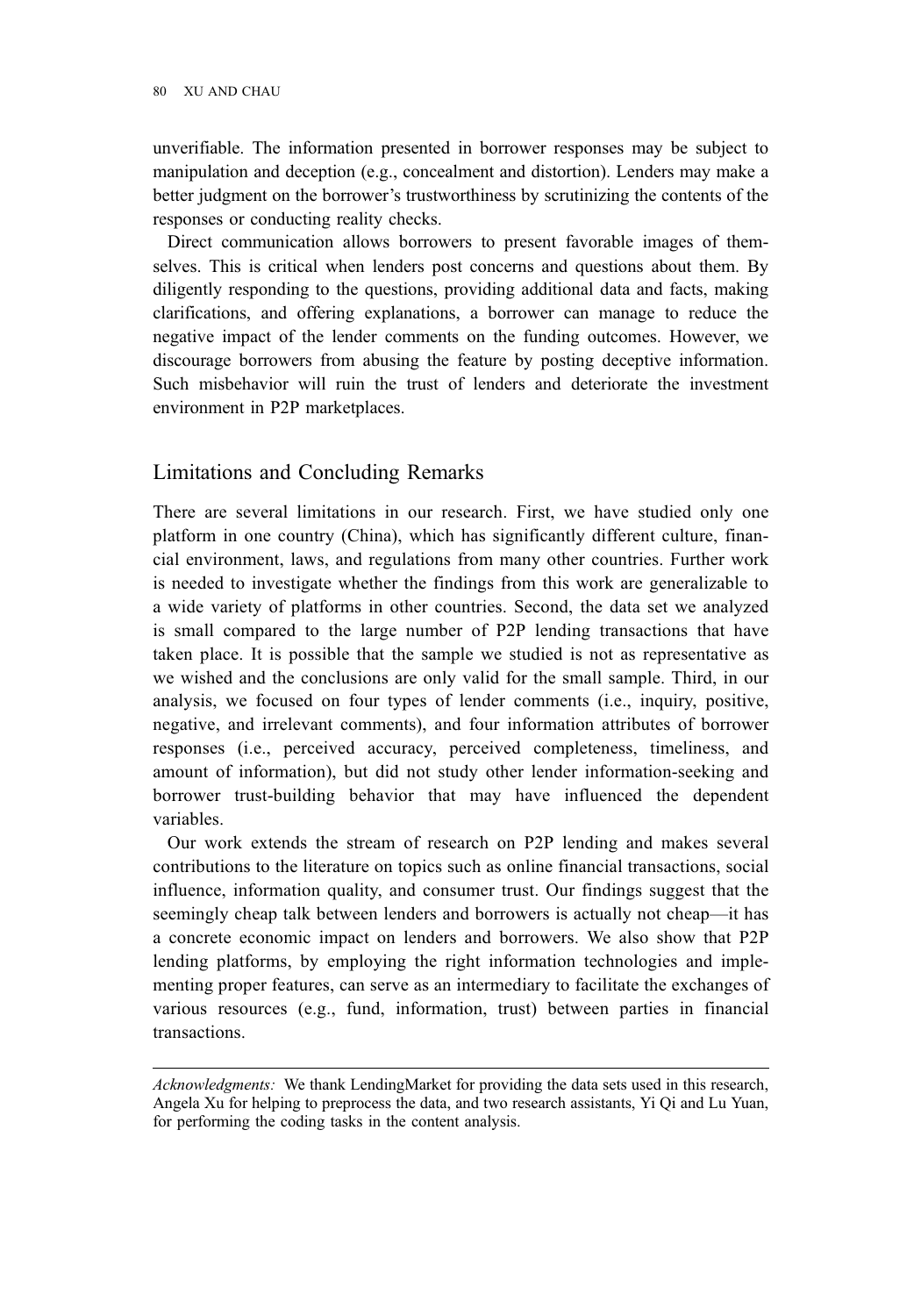unverifiable. The information presented in borrower responses may be subject to manipulation and deception (e.g., concealment and distortion). Lenders may make a better judgment on the borrower's trustworthiness by scrutinizing the contents of the responses or conducting reality checks.

Direct communication allows borrowers to present favorable images of themselves. This is critical when lenders post concerns and questions about them. By diligently responding to the questions, providing additional data and facts, making clarifications, and offering explanations, a borrower can manage to reduce the negative impact of the lender comments on the funding outcomes. However, we discourage borrowers from abusing the feature by posting deceptive information. Such misbehavior will ruin the trust of lenders and deteriorate the investment environment in P2P marketplaces.

## Limitations and Concluding Remarks

There are several limitations in our research. First, we have studied only one platform in one country (China), which has significantly different culture, financial environment, laws, and regulations from many other countries. Further work is needed to investigate whether the findings from this work are generalizable to a wide variety of platforms in other countries. Second, the data set we analyzed is small compared to the large number of P2P lending transactions that have taken place. It is possible that the sample we studied is not as representative as we wished and the conclusions are only valid for the small sample. Third, in our analysis, we focused on four types of lender comments (i.e., inquiry, positive, negative, and irrelevant comments), and four information attributes of borrower responses (i.e., perceived accuracy, perceived completeness, timeliness, and amount of information), but did not study other lender information-seeking and borrower trust-building behavior that may have influenced the dependent variables.

Our work extends the stream of research on P2P lending and makes several contributions to the literature on topics such as online financial transactions, social influence, information quality, and consumer trust. Our findings suggest that the seemingly cheap talk between lenders and borrowers is actually not cheap—it has a concrete economic impact on lenders and borrowers. We also show that P2P lending platforms, by employing the right information technologies and implementing proper features, can serve as an intermediary to facilitate the exchanges of various resources (e.g., fund, information, trust) between parties in financial transactions.

---

*Acknowledgments:* We thank LendingMarket for providing the data sets used in this research, Angela Xu for helping to preprocess the data, and two research assistants, Yi Qi and Lu Yuan, for performing the coding tasks in the content analysis.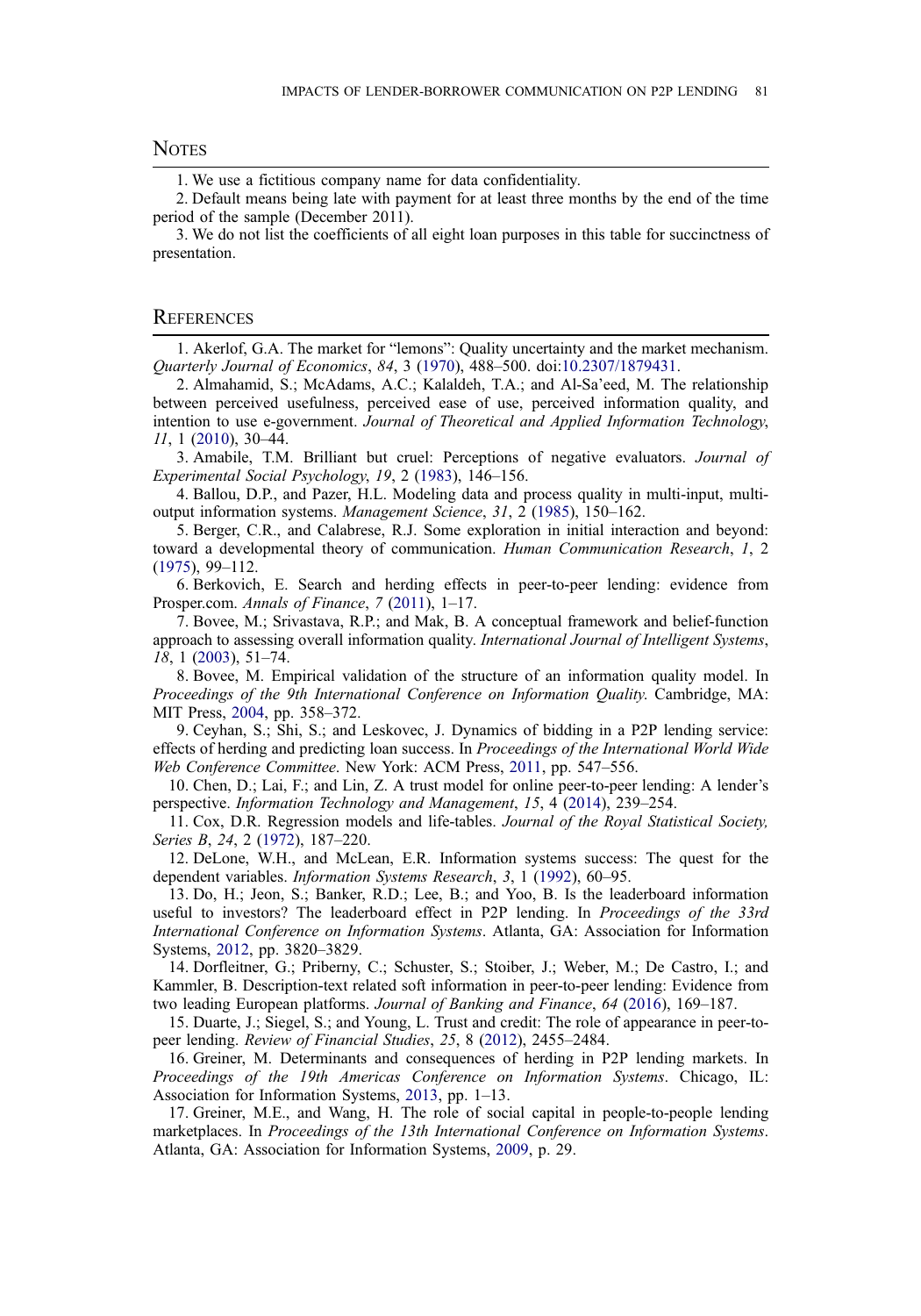## Notes

1. We use a fictitious company name for data confidentiality.

2. Default means being late with payment for at least three months by the end of the time period of the sample (December 2011).

3. We do not list the coefficients of all eight loan purposes in this table for succinctness of presentation.

## References

1. Akerlof, G.A. The market for "lemons": Quality uncertainty and the market mechanism. *Quarterly Journal of Economics*, *84*, 3 (1970), 488–500. doi:10.2307/1879431.

2. Almahamid, S.; McAdams, A.C.; Kalaldeh, T.A.; and Al-Sa'eed, M. The relationship between perceived usefulness, perceived ease of use, perceived information quality, and intention to use e-government. *Journal of Theoretical and Applied Information Technology*, *11*, 1 (2010), 30–44.

3. Amabile, T.M. Brilliant but cruel: Perceptions of negative evaluators. *Journal of Experimental Social Psychology*, *19*, 2 (1983), 146–156.

4. Ballou, D.P., and Pazer, H.L. Modeling data and process quality in multi-input, multi-output information systems. *Management Science*, *31*, 2 (1985), 150–162.

5. Berger, C.R., and Calabrese, R.J. Some exploration in initial interaction and beyond: toward a developmental theory of communication. *Human Communication Research*, *1*, 2 (1975), 99–112.

6. Berkovich, E. Search and herding effects in peer-to-peer lending: evidence from Prosper.com. *Annals of Finance*, *7* (2011), 1–17.

7. Bovee, M.; Srivastava, R.P.; and Mak, B. A conceptual framework and belief-function approach to assessing overall information quality. *International Journal of Intelligent Systems*, *18*, 1 (2003), 51–74.

8. Bovee, M. Empirical validation of the structure of an information quality model. In *Proceedings of the 9th International Conference on Information Quality*. Cambridge, MA: MIT Press, 2004, pp. 358–372.

9. Ceyhan, S.; Shi, S.; and Leskovec, J. Dynamics of bidding in a P2P lending service: effects of herding and predicting loan success. In *Proceedings of the International World Wide Web Conference Committee*. New York: ACM Press, 2011, pp. 547–556.

10. Chen, D.; Lai, F.; and Lin, Z. A trust model for online peer-to-peer lending: A lender's perspective. *Information Technology and Management*, *15*, 4 (2014), 239–254.

11. Cox, D.R. Regression models and life-tables. *Journal of the Royal Statistical Society, Series B*, *24*, 2 (1972), 187–220.

12. DeLone, W.H., and McLean, E.R. Information systems success: The quest for the dependent variables. *Information Systems Research*, *3*, 1 (1992), 60–95.

13. Do, H.; Jeon, S.; Banker, R.D.; Lee, B.; and Yoo, B. Is the leaderboard information useful to investors? The leaderboard effect in P2P lending. In *Proceedings of the 33rd International Conference on Information Systems*. Atlanta, GA: Association for Information Systems, 2012, pp. 3820–3829.

14. Dorfleitner, G.; Priberny, C.; Schuster, S.; Stoiber, J.; Weber, M.; De Castro, I.; and Kammler, B. Description-text related soft information in peer-to-peer lending: Evidence from two leading European platforms. *Journal of Banking and Finance*, *64* (2016), 169–187.

15. Duarte, J.; Siegel, S.; and Young, L. Trust and credit: The role of appearance in peer-to-peer lending. *Review of Financial Studies*, *25*, 8 (2012), 2455–2484.

16. Greiner, M. Determinants and consequences of herding in P2P lending markets. In *Proceedings of the 19th Americas Conference on Information Systems*. Chicago, IL: Association for Information Systems, 2013, pp. 1–13.

17. Greiner, M.E., and Wang, H. The role of social capital in people-to-people lending marketplaces. In *Proceedings of the 13th International Conference on Information Systems*. Atlanta, GA: Association for Information Systems, 2009, p. 29.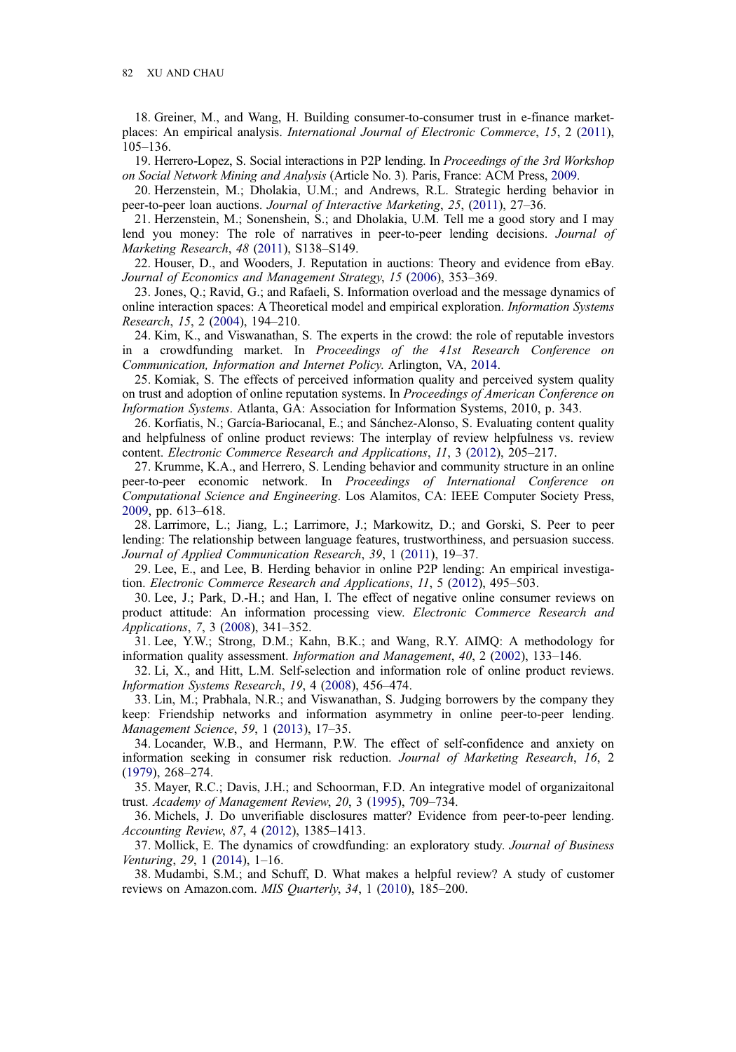18. Greiner, M., and Wang, H. Building consumer-to-consumer trust in e-finance marketplaces: An empirical analysis. *International Journal of Electronic Commerce*, *15*, 2 (2011), 105–136.

19. Herrero-Lopez, S. Social interactions in P2P lending. In *Proceedings of the 3rd Workshop on Social Network Mining and Analysis* (Article No. 3). Paris, France: ACM Press, 2009.

20. Herzenstein, M.; Dholakia, U.M.; and Andrews, R.L. Strategic herding behavior in peer-to-peer loan auctions. *Journal of Interactive Marketing*, *25*, (2011), 27–36.

21. Herzenstein, M.; Sonenshein, S.; and Dholakia, U.M. Tell me a good story and I may lend you money: The role of narratives in peer-to-peer lending decisions. *Journal of Marketing Research*, *48* (2011), S138–S149.

22. Houser, D., and Wooders, J. Reputation in auctions: Theory and evidence from eBay. *Journal of Economics and Management Strategy*, *15* (2006), 353–369.

23. Jones, Q.; Ravid, G.; and Rafaeli, S. Information overload and the message dynamics of online interaction spaces: A Theoretical model and empirical exploration. *Information Systems Research*, *15*, 2 (2004), 194–210.

24. Kim, K., and Viswanathan, S. The experts in the crowd: the role of reputable investors in a crowdfunding market. In *Proceedings of the 41st Research Conference on Communication, Information and Internet Policy*. Arlington, VA, 2014.

25. Komiak, S. The effects of perceived information quality and perceived system quality on trust and adoption of online reputation systems. In *Proceedings of American Conference on Information Systems*. Atlanta, GA: Association for Information Systems, 2010, p. 343.

26. Korfiatis, N.; García-Bariocanal, E.; and Sánchez-Alonso, S. Evaluating content quality and helpfulness of online product reviews: The interplay of review helpfulness vs. review content. *Electronic Commerce Research and Applications*, *11*, 3 (2012), 205–217.

27. Krumme, K.A., and Herrero, S. Lending behavior and community structure in an online peer-to-peer economic network. In *Proceedings of International Conference on Computational Science and Engineering*. Los Alamitos, CA: IEEE Computer Society Press, 2009, pp. 613–618.

28. Larrimore, L.; Jiang, L.; Larrimore, J.; Markowitz, D.; and Gorski, S. Peer to peer lending: The relationship between language features, trustworthiness, and persuasion success. *Journal of Applied Communication Research*, *39*, 1 (2011), 19–37.

29. Lee, E., and Lee, B. Herding behavior in online P2P lending: An empirical investigation. *Electronic Commerce Research and Applications*, *11*, 5 (2012), 495–503.

30. Lee, J.; Park, D.-H.; and Han, I. The effect of negative online consumer reviews on product attitude: An information processing view. *Electronic Commerce Research and Applications*, *7*, 3 (2008), 341–352.

31. Lee, Y.W.; Strong, D.M.; Kahn, B.K.; and Wang, R.Y. AIMQ: A methodology for information quality assessment. *Information and Management*, *40*, 2 (2002), 133–146.

32. Li, X., and Hitt, L.M. Self-selection and information role of online product reviews. *Information Systems Research*, *19*, 4 (2008), 456–474.

33. Lin, M.; Prabhala, N.R.; and Viswanathan, S. Judging borrowers by the company they keep: Friendship networks and information asymmetry in online peer-to-peer lending. *Management Science*, *59*, 1 (2013), 17–35.

34. Locander, W.B., and Hermann, P.W. The effect of self-confidence and anxiety on information seeking in consumer risk reduction. *Journal of Marketing Research*, *16*, 2 (1979), 268–274.

35. Mayer, R.C.; Davis, J.H.; and Schoorman, F.D. An integrative model of organizaitonal trust. *Academy of Management Review*, *20*, 3 (1995), 709–734.

36. Michels, J. Do unverifiable disclosures matter? Evidence from peer-to-peer lending. *Accounting Review*, *87*, 4 (2012), 1385–1413.

37. Mollick, E. The dynamics of crowdfunding: an exploratory study. *Journal of Business Venturing*, *29*, 1 (2014), 1–16.

38. Mudambi, S.M.; and Schuff, D. What makes a helpful review? A study of customer reviews on Amazon.com. *MIS Quarterly*, *34*, 1 (2010), 185–200.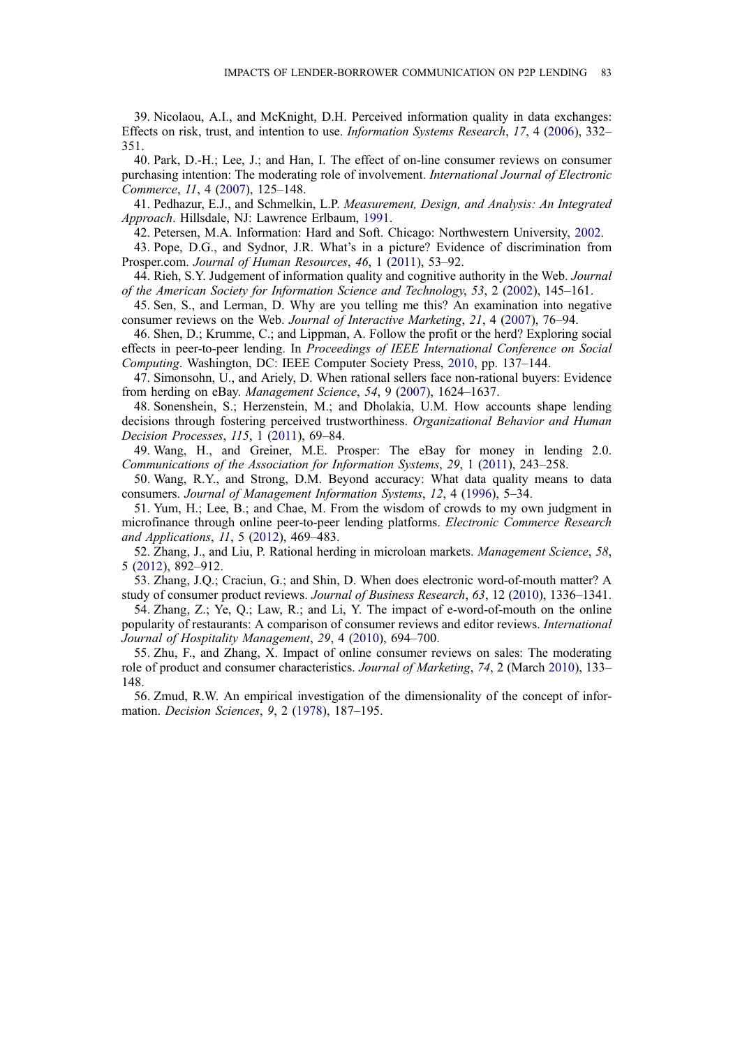39. Nicolaou, A.I., and McKnight, D.H. Perceived information quality in data exchanges: Effects on risk, trust, and intention to use. *Information Systems Research*, *17*, 4 (2006), 332–351.

40. Park, D.-H.; Lee, J.; and Han, I. The effect of on-line consumer reviews on consumer purchasing intention: The moderating role of involvement. *International Journal of Electronic Commerce*, *11*, 4 (2007), 125–148.

41. Pedhazur, E.J., and Schmelkin, L.P. *Measurement, Design, and Analysis: An Integrated Approach*. Hillsdale, NJ: Lawrence Erlbaum, 1991.

42. Petersen, M.A. Information: Hard and Soft. Chicago: Northwestern University, 2002.

43. Pope, D.G., and Sydnor, J.R. What's in a picture? Evidence of discrimination from Prosper.com. *Journal of Human Resources*, *46*, 1 (2011), 53–92.

44. Rieh, S.Y. Judgement of information quality and cognitive authority in the Web. *Journal of the American Society for Information Science and Technology*, *53*, 2 (2002), 145–161.

45. Sen, S., and Lerman, D. Why are you telling me this? An examination into negative consumer reviews on the Web. *Journal of Interactive Marketing*, *21*, 4 (2007), 76–94.

46. Shen, D.; Krumme, C.; and Lippman, A. Follow the profit or the herd? Exploring social effects in peer-to-peer lending. In *Proceedings of IEEE International Conference on Social Computing*. Washington, DC: IEEE Computer Society Press, 2010, pp. 137–144.

47. Simonsohn, U., and Ariely, D. When rational sellers face non-rational buyers: Evidence from herding on eBay. *Management Science*, *54*, 9 (2007), 1624–1637.

48. Sonenshein, S.; Herzenstein, M.; and Dholakia, U.M. How accounts shape lending decisions through fostering perceived trustworthiness. *Organizational Behavior and Human Decision Processes*, *115*, 1 (2011), 69–84.

49. Wang, H., and Greiner, M.E. Prosper: The eBay for money in lending 2.0. *Communications of the Association for Information Systems*, *29*, 1 (2011), 243–258.

50. Wang, R.Y., and Strong, D.M. Beyond accuracy: What data quality means to data consumers. *Journal of Management Information Systems*, *12*, 4 (1996), 5–34.

51. Yum, H.; Lee, B.; and Chae, M. From the wisdom of crowds to my own judgment in microfinance through online peer-to-peer lending platforms. *Electronic Commerce Research and Applications*, *11*, 5 (2012), 469–483.

52. Zhang, J., and Liu, P. Rational herding in microloan markets. *Management Science*, *58*, 5 (2012), 892–912.

53. Zhang, J.Q.; Craciun, G.; and Shin, D. When does electronic word-of-mouth matter? A study of consumer product reviews. *Journal of Business Research*, *63*, 12 (2010), 1336–1341.

54. Zhang, Z.; Ye, Q.; Law, R.; and Li, Y. The impact of e-word-of-mouth on the online popularity of restaurants: A comparison of consumer reviews and editor reviews. *International Journal of Hospitality Management*, *29*, 4 (2010), 694–700.

55. Zhu, F., and Zhang, X. Impact of online consumer reviews on sales: The moderating role of product and consumer characteristics. *Journal of Marketing*, *74*, 2 (March 2010), 133–148.

56. Zmud, R.W. An empirical investigation of the dimensionality of the concept of information. *Decision Sciences*, *9*, 2 (1978), 187–195.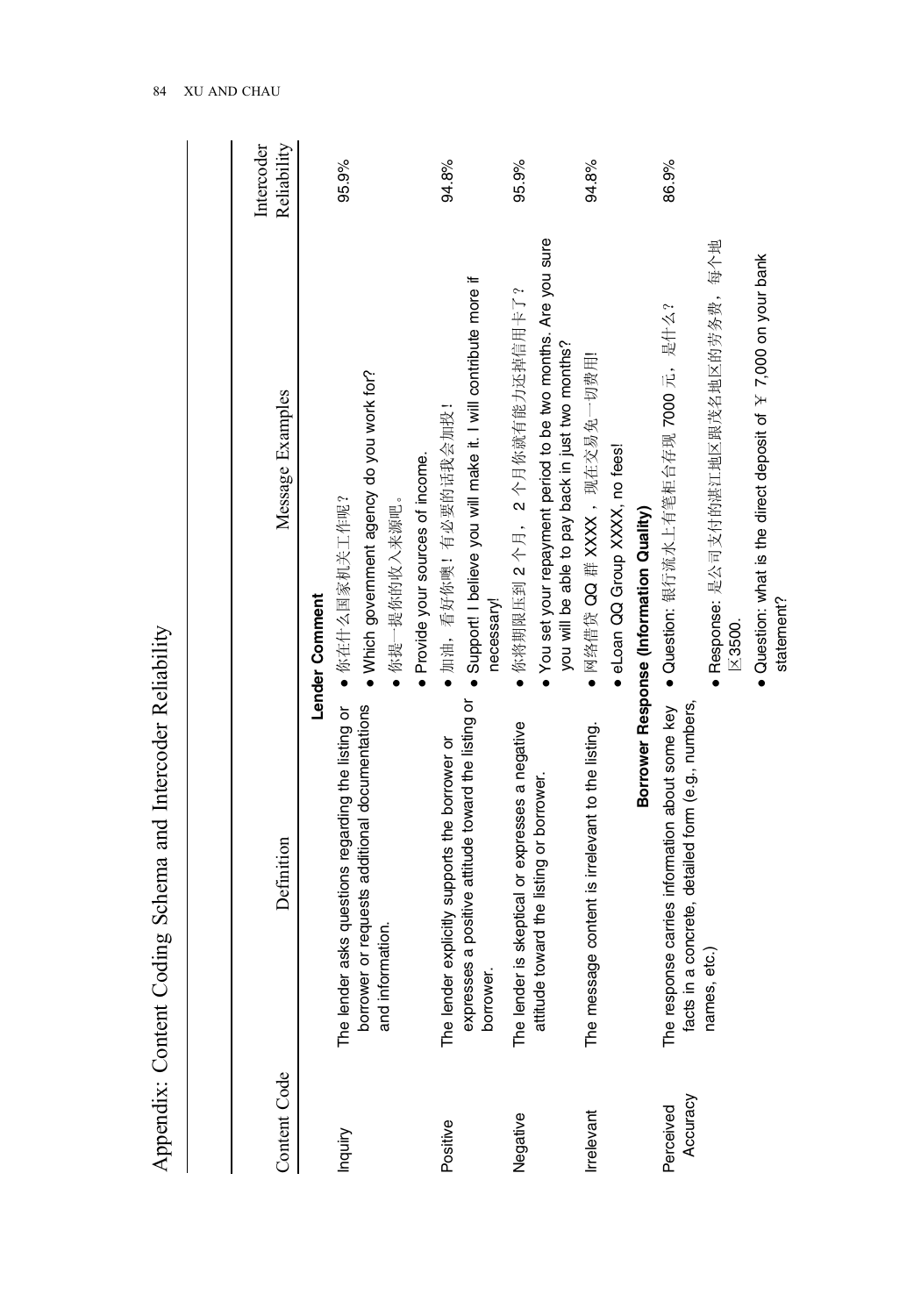# Appendix: Content Coding Schema and Intercoder Reliability

| Content Code | Definition | Message Examples | Intercoder Reliability |
|---|---|---|---|
| | | **Lender Comment** | |
| Inquiry | The lender asks questions regarding the listing or borrower or requests additional documentations and information. | • 你在什么国家机关工作呢？<br>• Which government agency do you work for?<br>• 你提一提你的收入来源吧。<br>• Provide your sources of income. | 95.9% |
| Positive | The lender explicitly supports the borrower or expresses a positive attitude toward the listing or borrower. | • 加油，看好你噢！有必要的话我会加投！<br>• Support! I believe you will make it. I will contribute more if necessary! | 94.8% |
| Negative | The lender is skeptical or expresses a negative attitude toward the listing or borrower. | • 你将期限压到 2 个月，2 个月你就有能力还掉信用卡了？<br>• You set your repayment period to be two months. Are you sure you will be able to pay back in just two months? | 95.9% |
| Irrelevant | The message content is irrelevant to the listing. | • 网络借贷 QQ 群 XXXX，现在交易免一切费用!<br>• eLoan QQ Group XXXX, no fees! | 94.8% |
| | | **Borrower Response (Information Quality)** | |
| Perceived Accuracy | The response carries information about some key facts in a concrete, detailed form (e.g., numbers, names, etc.) | • Question: 银行流水上有笔柜台存现 7000 元，是什么？<br>• Response: 是公司支付的湛江地区跟茂名地区的劳务费，每个地区3500.<br>• Question: what is the direct deposit of ￥ 7,000 on your bank statement? | 86.9% |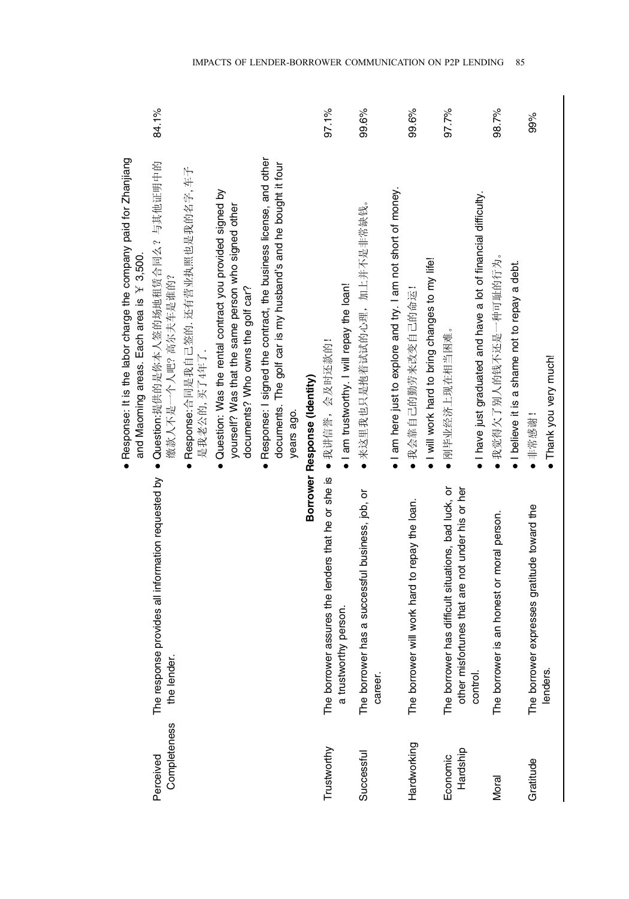| | | | |
|---|---|---|---|
| | | • Response: It is the labor charge the company paid for Zhanjiang and Maoming areas. Each area is ￥ 3,500. | |
| Perceived Completeness | The response provides all information requested by the lender. | • Question:提供的是你本人签的场地租赁合同么？与其他证明中的缴款人不是一个人吧？高尔夫车是谁的？<br>• Response:合同是我自己签的. 还有营业执照也是我的名字，车子是我老公的，买了4年了.<br>• Question: Was the rental contract you provided signed by yourself? Was that the same person who signed other documents? Who owns the golf car?<br>• Response: I signed the contract, the business license, and other documents. The golf car is my husband's and he bought it four years ago. | 84.1% |
| **Borrower Response (Identity)** | | | |
| Trustworthy | The borrower assures the lenders that he or she is a trustworthy person. | • 我讲信誉，会及时还款的！<br>• I am trustworthy. I will repay the loan! | 97.1% |
| Successful | The borrower has a successful business, job, or career. | • 来这里我也只是抱着试试的心理，加上并不是非常缺钱。<br>• I am here just to explore and try. I am not short of money. | 99.6% |
| Hardworking | The borrower will work hard to repay the loan. | • 我会靠自己的勤劳来改变自己的命运！<br>• I will work hard to bring changes to my life! | 99.6% |
| Economic Hardship | The borrower has difficult situations, bad luck, or other misfortunes that are not under his or her control. | • 刚毕业经济上现在相当困难。<br>• I have just graduated and have a lot of financial difficulty. | 97.7% |
| Moral | The borrower is an honest or moral person. | • 我觉得欠了别人的钱不还是一种可耻的行为。<br>• I believe it is a shame not to repay a debt. | 98.7% |
| Gratitude | The borrower expresses gratitude toward the lenders. | • 非常感谢！<br>• Thank you very much! | 99% |